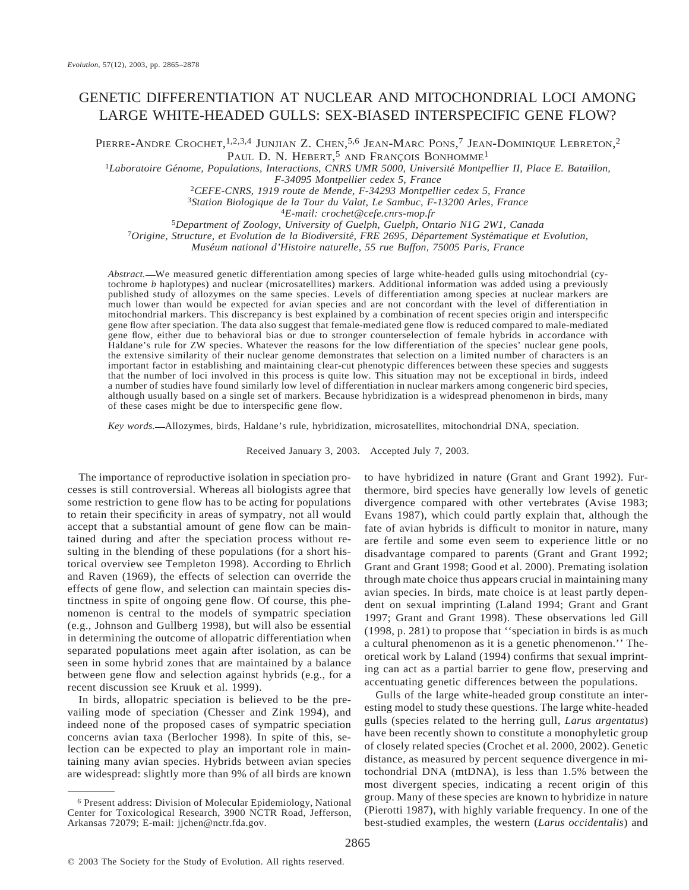# GENETIC DIFFERENTIATION AT NUCLEAR AND MITOCHONDRIAL LOCI AMONG LARGE WHITE-HEADED GULLS: SEX-BIASED INTERSPECIFIC GENE FLOW?

PIERRE-ANDRE CROCHET,[1,2,3,4] JUNJIAN Z. CHEN,[5,6] JEAN-MARC PONS,[7] JEAN-DOMINIQUE LEBRETON,[2] PAUL D. N. HEBERT,[5] AND FRANÇOIS BONHOMME[1]

[1]*Laboratoire Génome, Populations, Interactions, CNRS UMR 5000, Université Montpellier II, Place E. Bataillon, F-34095 Montpellier cedex 5, France*

[2]*CEFE-CNRS, 1919 route de Mende, F-34293 Montpellier cedex 5, France*

[3]*Station Biologique de la Tour du Valat, Le Sambuc, F-13200 Arles, France*

[4]*E-mail: crochet@cefe.cnrs-mop.fr*

[5]*Department of Zoology, University of Guelph, Guelph, Ontario N1G 2W1, Canada*

[7]*Origine, Structure, et Evolution de la Biodiversité, FRE 2695, Département Systématique et Evolution, Muséum national d'Histoire naturelle, 55 rue Buffon, 75005 Paris, France*

*Abstract.*—We measured genetic differentiation among species of large white-headed gulls using mitochondrial (cytochrome *b* haplotypes) and nuclear (microsatellites) markers. Additional information was added using a previously published study of allozymes on the same species. Levels of differentiation among species at nuclear markers are much lower than would be expected for avian species and are not concordant with the level of differentiation in mitochondrial markers. This discrepancy is best explained by a combination of recent species origin and interspecific gene flow after speciation. The data also suggest that female-mediated gene flow is reduced compared to male-mediated gene flow, either due to behavioral bias or due to stronger counterselection of female hybrids in accordance with Haldane's rule for ZW species. Whatever the reasons for the low differentiation of the species' nuclear gene pools, the extensive similarity of their nuclear genome demonstrates that selection on a limited number of characters is an important factor in establishing and maintaining clear-cut phenotypic differences between these species and suggests that the number of loci involved in this process is quite low. This situation may not be exceptional in birds, indeed a number of studies have found similarly low level of differentiation in nuclear markers among congeneric bird species, although usually based on a single set of markers. Because hybridization is a widespread phenomenon in birds, many of these cases might be due to interspecific gene flow.

*Key words.*—Allozymes, birds, Haldane's rule, hybridization, microsatellites, mitochondrial DNA, speciation.

Received January 3, 2003. Accepted July 7, 2003.

The importance of reproductive isolation in speciation processes is still controversial. Whereas all biologists agree that some restriction to gene flow has to be acting for populations to retain their specificity in areas of sympatry, not all would accept that a substantial amount of gene flow can be maintained during and after the speciation process without resulting in the blending of these populations (for a short historical overview see Templeton 1998). According to Ehrlich and Raven (1969), the effects of selection can override the effects of gene flow, and selection can maintain species distinctness in spite of ongoing gene flow. Of course, this phenomenon is central to the models of sympatric speciation (e.g., Johnson and Gullberg 1998), but will also be essential in determining the outcome of allopatric differentiation when separated populations meet again after isolation, as can be seen in some hybrid zones that are maintained by a balance between gene flow and selection against hybrids (e.g., for a recent discussion see Kruuk et al. 1999).

In birds, allopatric speciation is believed to be the prevailing mode of speciation (Chesser and Zink 1994), and indeed none of the proposed cases of sympatric speciation concerns avian taxa (Berlocher 1998). In spite of this, selection can be expected to play an important role in maintaining many avian species. Hybrids between avian species are widespread: slightly more than 9% of all birds are known to have hybridized in nature (Grant and Grant 1992). Furthermore, bird species have generally low levels of genetic divergence compared with other vertebrates (Avise 1983; Evans 1987), which could partly explain that, although the fate of avian hybrids is difficult to monitor in nature, many are fertile and some even seem to experience little or no disadvantage compared to parents (Grant and Grant 1992; Grant and Grant 1998; Good et al. 2000). Premating isolation through mate choice thus appears crucial in maintaining many avian species. In birds, mate choice is at least partly dependent on sexual imprinting (Laland 1994; Grant and Grant 1997; Grant and Grant 1998). These observations led Gill (1998, p. 281) to propose that ''speciation in birds is as much a cultural phenomenon as it is a genetic phenomenon.'' Theoretical work by Laland (1994) confirms that sexual imprinting can act as a partial barrier to gene flow, preserving and accentuating genetic differences between the populations.

Gulls of the large white-headed group constitute an interesting model to study these questions. The large white-headed gulls (species related to the herring gull, *Larus argentatus*) have been recently shown to constitute a monophyletic group of closely related species (Crochet et al. 2000, 2002). Genetic distance, as measured by percent sequence divergence in mitochondrial DNA (mtDNA), is less than 1.5% between the most divergent species, indicating a recent origin of this group. Many of these species are known to hybridize in nature (Pierotti 1987), with highly variable frequency. In one of the best-studied examples, the western (*Larus occidentalis*) and

[6] Present address: Division of Molecular Epidemiology, National Center for Toxicological Research, 3900 NCTR Road, Jefferson, Arkansas 72079; E-mail: jjchen@nctr.fda.gov.

© 2003 The Society for the Study of Evolution. All rights reserved.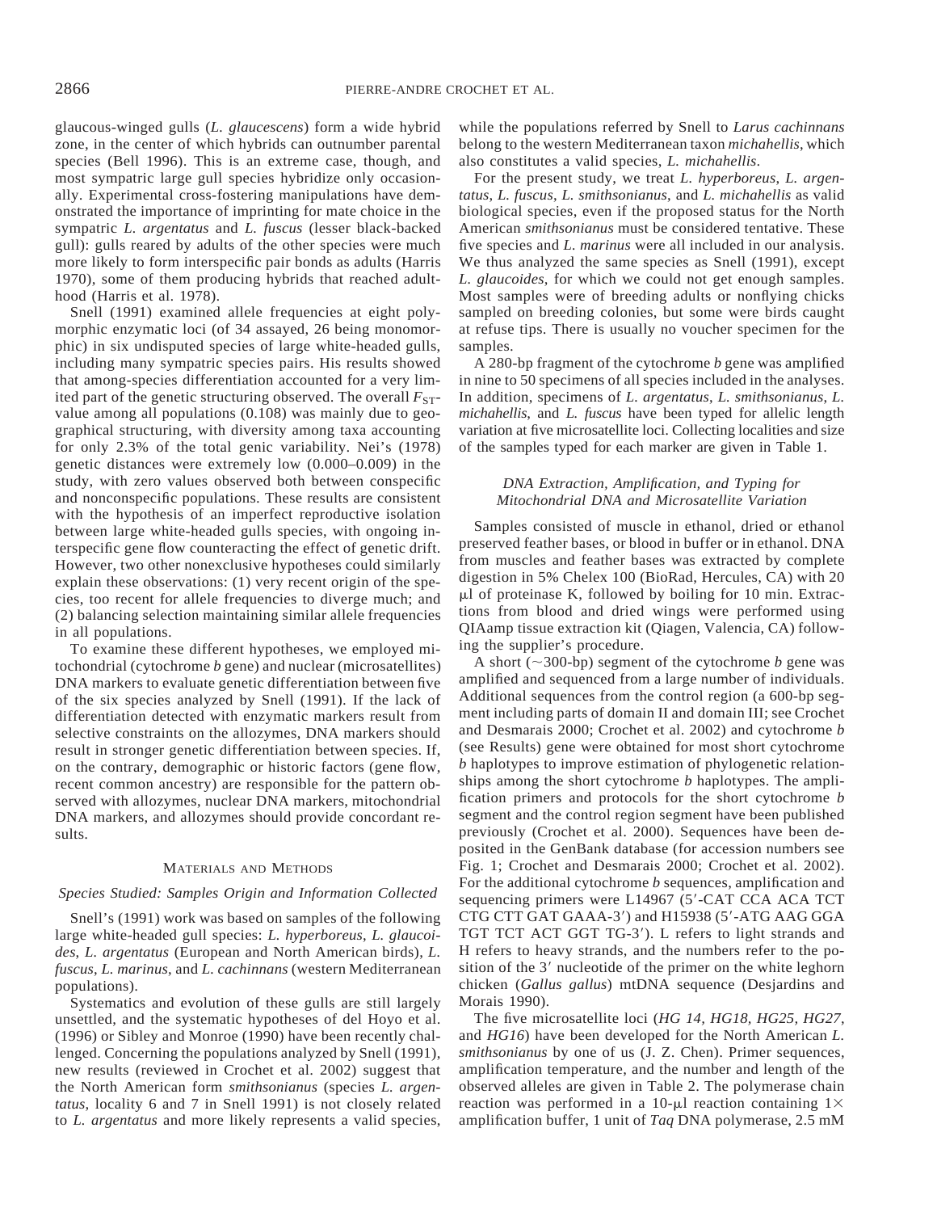glaucous-winged gulls (*L. glaucescens*) form a wide hybrid zone, in the center of which hybrids can outnumber parental species (Bell 1996). This is an extreme case, though, and most sympatric large gull species hybridize only occasionally. Experimental cross-fostering manipulations have demonstrated the importance of imprinting for mate choice in the sympatric *L. argentatus* and *L. fuscus* (lesser black-backed gull): gulls reared by adults of the other species were much more likely to form interspecific pair bonds as adults (Harris 1970), some of them producing hybrids that reached adulthood (Harris et al. 1978).

Snell (1991) examined allele frequencies at eight polymorphic enzymatic loci (of 34 assayed, 26 being monomorphic) in six undisputed species of large white-headed gulls, including many sympatric species pairs. His results showed that among-species differentiation accounted for a very limited part of the genetic structuring observed. The overall $F_{ST}$-value among all populations (0.108) was mainly due to geographical structuring, with diversity among taxa accounting for only 2.3% of the total genic variability. Nei's (1978) genetic distances were extremely low (0.000–0.009) in the study, with zero values observed both between conspecific and nonconspecific populations. These results are consistent with the hypothesis of an imperfect reproductive isolation between large white-headed gulls species, with ongoing interspecific gene flow counteracting the effect of genetic drift. However, two other nonexclusive hypotheses could similarly explain these observations: (1) very recent origin of the species, too recent for allele frequencies to diverge much; and (2) balancing selection maintaining similar allele frequencies in all populations.

To examine these different hypotheses, we employed mitochondrial (cytochrome *b* gene) and nuclear (microsatellites) DNA markers to evaluate genetic differentiation between five of the six species analyzed by Snell (1991). If the lack of differentiation detected with enzymatic markers result from selective constraints on the allozymes, DNA markers should result in stronger genetic differentiation between species. If, on the contrary, demographic or historic factors (gene flow, recent common ancestry) are responsible for the pattern observed with allozymes, nuclear DNA markers, mitochondrial DNA markers, and allozymes should provide concordant results.

## Materials and Methods

### *Species Studied: Samples Origin and Information Collected*

Snell's (1991) work was based on samples of the following large white-headed gull species: *L. hyperboreus*, *L. glaucoides*, *L. argentatus* (European and North American birds), *L. fuscus*, *L. marinus*, and *L. cachinnans* (western Mediterranean populations).

Systematics and evolution of these gulls are still largely unsettled, and the systematic hypotheses of del Hoyo et al. (1996) or Sibley and Monroe (1990) have been recently challenged. Concerning the populations analyzed by Snell (1991), new results (reviewed in Crochet et al. 2002) suggest that the North American form *smithsonianus* (species *L. argentatus*, locality 6 and 7 in Snell 1991) is not closely related to *L. argentatus* and more likely represents a valid species, while the populations referred by Snell to *Larus cachinnans* belong to the western Mediterranean taxon *michahellis*, which also constitutes a valid species, *L. michahellis*.

For the present study, we treat *L. hyperboreus*, *L. argentatus*, *L. fuscus*, *L. smithsonianus*, and *L. michahellis* as valid biological species, even if the proposed status for the North American *smithsonianus* must be considered tentative. These five species and *L. marinus* were all included in our analysis. We thus analyzed the same species as Snell (1991), except *L. glaucoides*, for which we could not get enough samples. Most samples were of breeding adults or nonflying chicks sampled on breeding colonies, but some were birds caught at refuse tips. There is usually no voucher specimen for the samples.

A 280-bp fragment of the cytochrome *b* gene was amplified in nine to 50 specimens of all species included in the analyses. In addition, specimens of *L. argentatus*, *L. smithsonianus*, *L. michahellis*, and *L. fuscus* have been typed for allelic length variation at five microsatellite loci. Collecting localities and size of the samples typed for each marker are given in Table 1.

### *DNA Extraction, Amplification, and Typing for Mitochondrial DNA and Microsatellite Variation*

Samples consisted of muscle in ethanol, dried or ethanol preserved feather bases, or blood in buffer or in ethanol. DNA from muscles and feather bases was extracted by complete digestion in 5% Chelex 100 (BioRad, Hercules, CA) with 20 μl of proteinase K, followed by boiling for 10 min. Extractions from blood and dried wings were performed using QIAamp tissue extraction kit (Qiagen, Valencia, CA) following the supplier's procedure.

A short (~300-bp) segment of the cytochrome *b* gene was amplified and sequenced from a large number of individuals. Additional sequences from the control region (a 600-bp segment including parts of domain II and domain III; see Crochet and Desmarais 2000; Crochet et al. 2002) and cytochrome *b* (see Results) gene were obtained for most short cytochrome *b* haplotypes to improve estimation of phylogenetic relationships among the short cytochrome *b* haplotypes. The amplification primers and protocols for the short cytochrome *b* segment and the control region segment have been published previously (Crochet et al. 2000). Sequences have been deposited in the GenBank database (for accession numbers see Fig. 1; Crochet and Desmarais 2000; Crochet et al. 2002). For the additional cytochrome *b* sequences, amplification and sequencing primers were L14967 (5′-CAT CCA ACA TCT CTG CTT GAT GAAA-3′) and H15938 (5′-ATG AAG GGA TGT TCT ACT GGT TG-3′). L refers to light strands and H refers to heavy strands, and the numbers refer to the position of the 3′ nucleotide of the primer on the white leghorn chicken (*Gallus gallus*) mtDNA sequence (Desjardins and Morais 1990).

The five microsatellite loci (*HG 14, HG18, HG25, HG27*, and *HG16*) have been developed for the North American *L. smithsonianus* by one of us (J. Z. Chen). Primer sequences, amplification temperature, and the number and length of the observed alleles are given in Table 2. The polymerase chain reaction was performed in a 10-μl reaction containing 1× amplification buffer, 1 unit of *Taq* DNA polymerase, 2.5 mM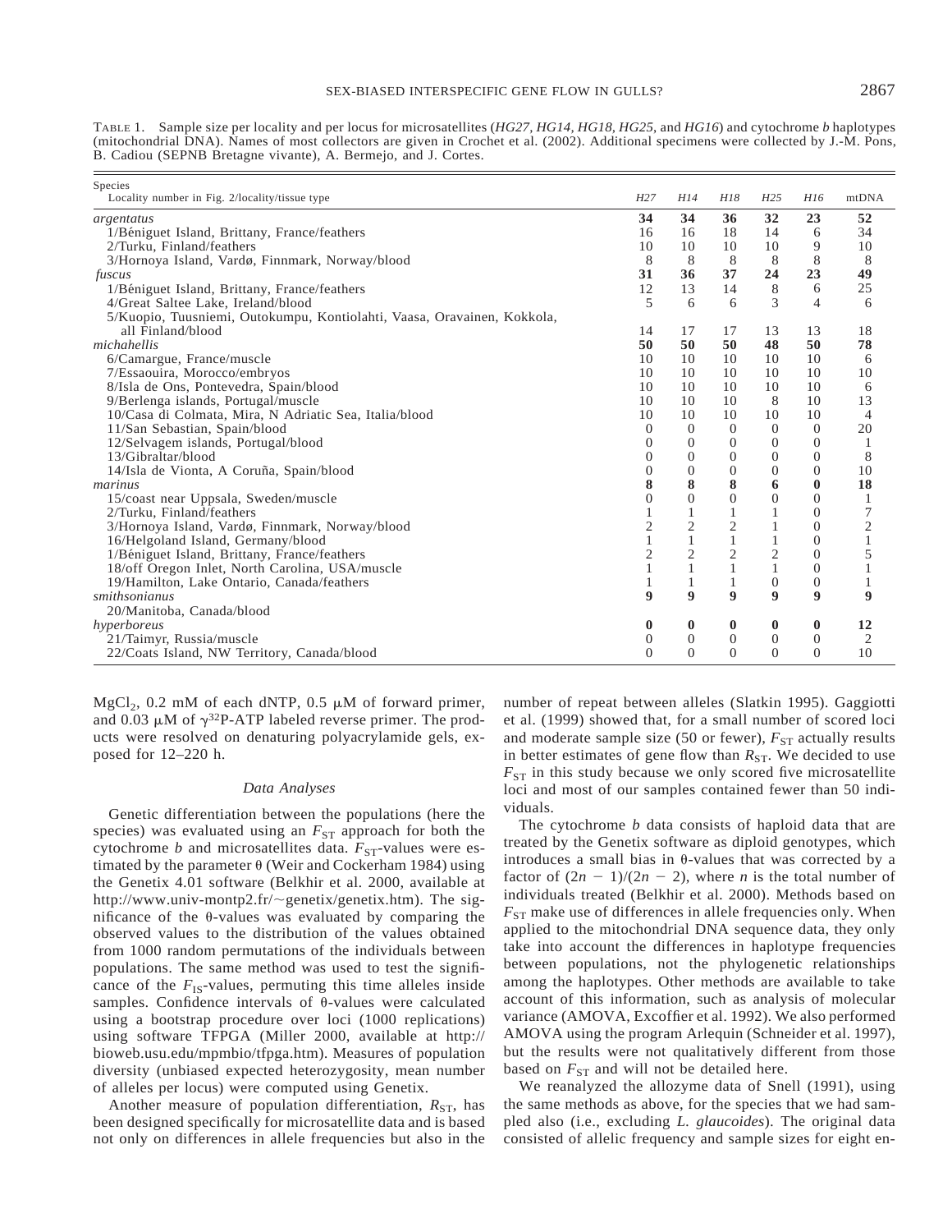TABLE 1. Sample size per locality and per locus for microsatellites (*HG27, HG14, HG18, HG25*, and *HG16*) and cytochrome *b* haplotypes (mitochondrial DNA). Names of most collectors are given in Crochet et al. (2002). Additional specimens were collected by J.-M. Pons, B. Cadiou (SEPNB Bretagne vivante), A. Bermejo, and J. Cortes.

| Species<br>Locality number in Fig. 2/locality/tissue type | *H27* | *H14* | *H18* | *H25* | *H16* | mtDNA |
|---|---|---|---|---|---|---|
| *argentatus* | **34** | **34** | **36** | **32** | **23** | **52** |
| 1/Béniguet Island, Brittany, France/feathers | 16 | 16 | 18 | 14 | 6 | 34 |
| 2/Turku, Finland/feathers | 10 | 10 | 10 | 10 | 9 | 10 |
| 3/Hornoya Island, Vardø, Finnmark, Norway/blood | 8 | 8 | 8 | 8 | 8 | 8 |
| *fuscus* | **31** | **36** | **37** | **24** | **23** | **49** |
| 1/Béniguet Island, Brittany, France/feathers | 12 | 13 | 14 | 8 | 6 | 25 |
| 4/Great Saltee Lake, Ireland/blood | 5 | 6 | 6 | 3 | 4 | 6 |
| 5/Kuopio, Tuusniemi, Outokumpu, Kontiolahti, Vaasa, Oravainen, Kokkola, all Finland/blood | 14 | 17 | 17 | 13 | 13 | 18 |
| *michahellis* | **50** | **50** | **50** | **48** | **50** | **78** |
| 6/Camargue, France/muscle | 10 | 10 | 10 | 10 | 10 | 6 |
| 7/Essaouira, Morocco/embryos | 10 | 10 | 10 | 10 | 10 | 10 |
| 8/Isla de Ons, Pontevedra, Spain/blood | 10 | 10 | 10 | 10 | 10 | 6 |
| 9/Berlenga islands, Portugal/muscle | 10 | 10 | 10 | 8 | 10 | 13 |
| 10/Casa di Colmata, Mira, N Adriatic Sea, Italia/blood | 10 | 10 | 10 | 10 | 10 | 4 |
| 11/San Sebastian, Spain/blood | 0 | 0 | 0 | 0 | 0 | 20 |
| 12/Selvagem islands, Portugal/blood | 0 | 0 | 0 | 0 | 0 | 1 |
| 13/Gibraltar/blood | 0 | 0 | 0 | 0 | 0 | 8 |
| 14/Isla de Vionta, A Coruña, Spain/blood | 0 | 0 | 0 | 0 | 0 | 10 |
| *marinus* | **8** | **8** | **8** | **6** | **0** | **18** |
| 15/coast near Uppsala, Sweden/muscle | 0 | 0 | 0 | 0 | 0 | 1 |
| 2/Turku, Finland/feathers | 1 | 1 | 1 | 1 | 0 | 7 |
| 3/Hornoya Island, Vardø, Finnmark, Norway/blood | 2 | 2 | 2 | 1 | 0 | 2 |
| 16/Helgoland Island, Germany/blood | 1 | 1 | 1 | 1 | 0 | 1 |
| 1/Béniguet Island, Brittany, France/feathers | 2 | 2 | 2 | 2 | 0 | 5 |
| 18/off Oregon Inlet, North Carolina, USA/muscle | 1 | 1 | 1 | 1 | 0 | 1 |
| 19/Hamilton, Lake Ontario, Canada/feathers | 1 | 1 | 1 | 0 | 0 | 1 |
| *smithsonianus* | **9** | **9** | **9** | **9** | **9** | **9** |
| 20/Manitoba, Canada/blood | | | | | | |
| *hyperboreus* | **0** | **0** | **0** | **0** | **0** | **12** |
| 21/Taimyr, Russia/muscle | 0 | 0 | 0 | 0 | 0 | 2 |
| 22/Coats Island, NW Territory, Canada/blood | 0 | 0 | 0 | 0 | 0 | 10 |

$MgCl_2$, 0.2 mM of each dNTP, 0.5 μM of forward primer, and 0.03 μM of $\gamma^{32}$P-ATP labeled reverse primer. The products were resolved on denaturing polyacrylamide gels, exposed for 12–220 h.

### *Data Analyses*

Genetic differentiation between the populations (here the species) was evaluated using an $F_{ST}$ approach for both the cytochrome *b* and microsatellites data. $F_{ST}$-values were estimated by the parameter θ (Weir and Cockerham 1984) using the Genetix 4.01 software (Belkhir et al. 2000, available at http://www.univ-montp2.fr/~genetix/genetix.htm). The significance of the θ-values was evaluated by comparing the observed values to the distribution of the values obtained from 1000 random permutations of the individuals between populations. The same method was used to test the significance of the $F_{IS}$-values, permuting this time alleles inside samples. Confidence intervals of θ-values were calculated using a bootstrap procedure over loci (1000 replications) using software TFPGA (Miller 2000, available at http://bioweb.usu.edu/mpmbio/tfpga.htm). Measures of population diversity (unbiased expected heterozygosity, mean number of alleles per locus) were computed using Genetix.

Another measure of population differentiation, $R_{ST}$, has been designed specifically for microsatellite data and is based not only on differences in allele frequencies but also in the number of repeat between alleles (Slatkin 1995). Gaggiotti et al. (1999) showed that, for a small number of scored loci and moderate sample size (50 or fewer), $F_{ST}$ actually results in better estimates of gene flow than $R_{ST}$. We decided to use $F_{ST}$ in this study because we only scored five microsatellite loci and most of our samples contained fewer than 50 individuals.

The cytochrome *b* data consists of haploid data that are treated by the Genetix software as diploid genotypes, which introduces a small bias in θ-values that was corrected by a factor of $(2n - 1)/(2n - 2)$, where $n$ is the total number of individuals treated (Belkhir et al. 2000). Methods based on $F_{ST}$ make use of differences in allele frequencies only. When applied to the mitochondrial DNA sequence data, they only take into account the differences in haplotype frequencies between populations, not the phylogenetic relationships among the haplotypes. Other methods are available to take account of this information, such as analysis of molecular variance (AMOVA, Excoffier et al. 1992). We also performed AMOVA using the program Arlequin (Schneider et al. 1997), but the results were not qualitatively different from those based on $F_{ST}$ and will not be detailed here.

We reanalyzed the allozyme data of Snell (1991), using the same methods as above, for the species that we had sampled also (i.e., excluding *L. glaucoides*). The original data consisted of allelic frequency and sample sizes for eight en-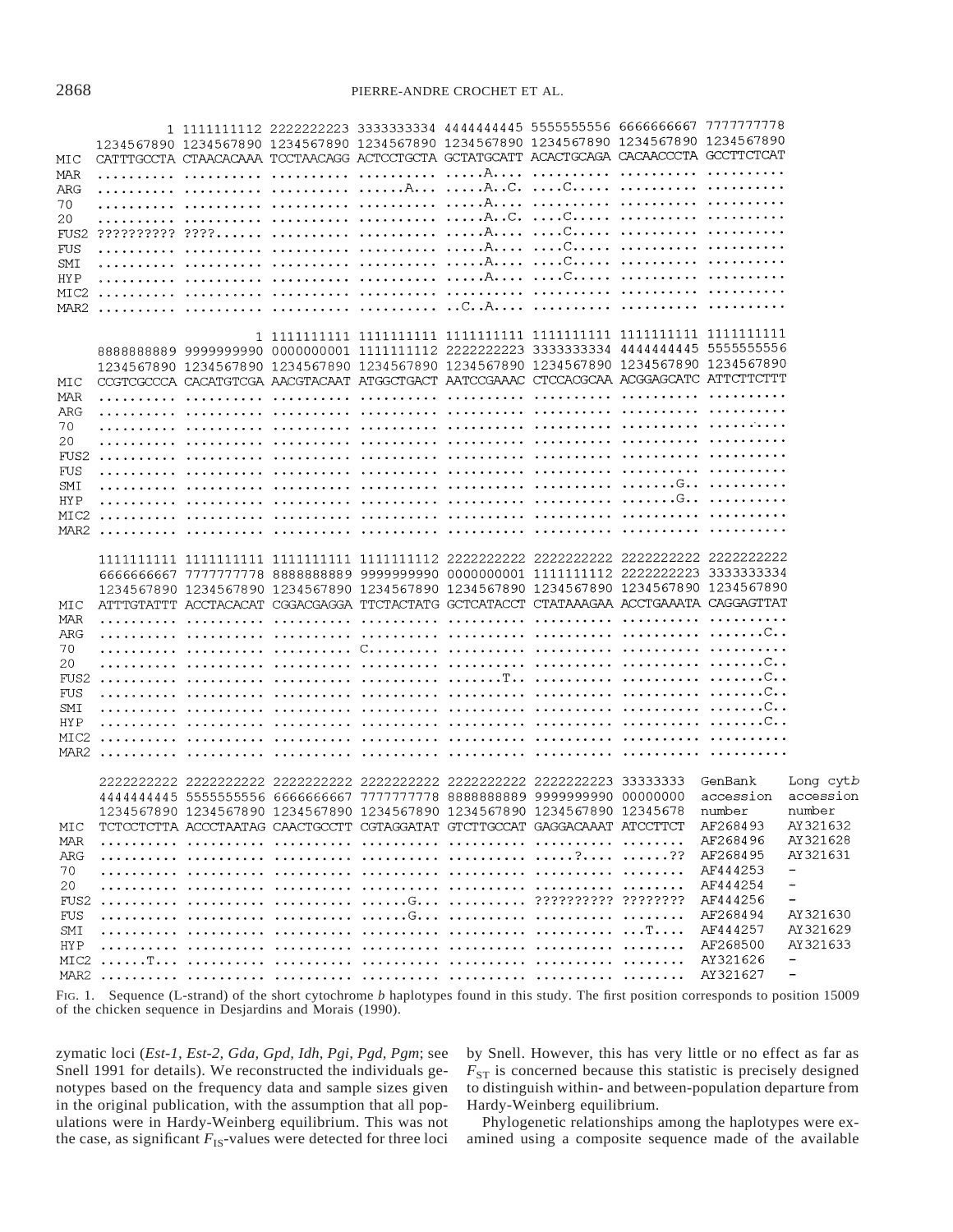```
                1 1111111112 2222222223 3333333334 4444444445 5555555556 6666666667 7777777778
     1234567890 1234567890 1234567890 1234567890 1234567890 1234567890 1234567890 1234567890
MIC  CATTTGCCTA CTAACACAAA TCCTAACAGG ACTCCTGCTA GCTATGCATT ACACTGCAGA CACAACCCTA GCCTTCTCAT
MAR  .......... .......... .......... .......... .....A.... .......... .......... ..........
ARG  .......... .......... .......... ......A... .....A..C. ....C..... .......... ..........
70   .......... .......... .......... .......... .....A.... .......... .......... ..........
20   .......... .......... .......... .......... .....A..C. ....C..... .......... ..........
FUS2 ?????????? ????...... .......... .......... .....A.... ....C..... .......... ..........
FUS  .......... .......... .......... .......... .....A.... ....C..... .......... ..........
SMI  .......... .......... .......... .......... .....A.... ....C..... .......... ..........
HYP  .......... .......... .......... .......... .....A.... ....C..... .......... ..........
MIC2 .......... .......... .......... .......... .......... .......... .......... ..........
MAR2 .......... .......... .......... .......... ..C..A.... .......... .......... ..........

                           1 1111111111 1111111111 1111111111 1111111111 1111111111 1111111111
     8888888889 9999999990 0000000001 1111111112 2222222223 3333333334 4444444445 5555555556
     1234567890 1234567890 1234567890 1234567890 1234567890 1234567890 1234567890 1234567890
MIC  CCGTCGCCCA CACATGTCGA AACGTACAAT ATGGCTGACT AATCCGAAAC CTCCACGCAA ACGGAGCATC ATTCTTCTTT
MAR  .......... .......... .......... .......... .......... .......... .......... ..........
ARG  .......... .......... .......... .......... .......... .......... .......... ..........
70   .......... .......... .......... .......... .......... .......... .......... ..........
20   .......... .......... .......... .......... .......... .......... .......... ..........
FUS2 .......... .......... .......... .......... .......... .......... .......... ..........
FUS  .......... .......... .......... .......... .......... .......... .......... ..........
SMI  .......... .......... .......... .......... .......... .......... .......G.. ..........
HYP  .......... .......... .......... .......... .......... .......... .......G.. ..........
MIC2 .......... .......... .......... .......... .......... .......... .......... ..........
MAR2 .......... .......... .......... .......... .......... .......... .......... ..........

     1111111111 1111111111 1111111111 1111111112 2222222222 2222222222 2222222222 2222222222
     6666666667 7777777778 8888888889 9999999990 0000000001 1111111112 2222222223 3333333334
     1234567890 1234567890 1234567890 1234567890 1234567890 1234567890 1234567890 1234567890
MIC  ATTTGTATTT ACCTACACAT CGGACGAGGA TTCTACTATG GCTCATACCT CTATAAAGAA ACCTGAAATA CAGGAGTTAT
MAR  .......... .......... .......... .......... .......... .......... .......... ..........
ARG  .......... .......... .......... .......... .......... .......... .......... .......C..
70   .......... .......... .......... C......... .......... .......... .......... ..........
20   .......... .......... .......... .......... .......... .......... .......... .......C..
FUS2 .......... .......... .......... .......... .......T.. .......... .......... .......C..
FUS  .......... .......... .......... .......... .......... .......... .......... .......C..
SMI  .......... .......... .......... .......... .......... .......... .......... .......C..
HYP  .......... .......... .......... .......... .......... .......... .......... .......C..
MIC2 .......... .......... .......... .......... .......... .......... .......... ..........
MAR2 .......... .......... .......... .......... .......... .......... .......... ..........

     2222222222 2222222222 2222222222 2222222222 2222222222 2222222223 33333333  GenBank    Long cytb
     4444444445 5555555556 6666666667 7777777778 8888888889 9999999990 00000000  accession  accession
     1234567890 1234567890 1234567890 1234567890 1234567890 1234567890 12345678  number     number
MIC  TCTCCTCTTA ACCCTAATAG CAACTGCCTT CGTAGGATAT GTCTTGCCAT GAGGACAAAT ATCCTTCT  AF268493   AY321632
MAR  .......... .......... .......... .......... .......... .......... ........  AF268496   AY321628
ARG  .......... .......... .......... .......... .......... .....?.... ......??  AF268495   AY321631
70   .......... .......... .......... .......... .......... .......... ........  AF444253   -
20   .......... .......... .......... .......... .......... .......... ........  AF444254   -
FUS2 .......... .......... .......... ......G... .......... ?????????? ????????  AF444256   -
FUS  .......... .......... .......... ......G... .......... .......... ........  AF268494   AY321630
SMI  .......... .......... .......... .......... .......... .......... ...T....  AF444257   AY321629
HYP  .......... .......... .......... .......... .......... .......... ........  AF268500   AY321633
MIC2 ......T... .......... .......... .......... .......... .......... ........  AY321626   -
MAR2 .......... .......... .......... .......... .......... .......... ........  AY321627   -
```

FIG. 1. Sequence (L-strand) of the short cytochrome *b* haplotypes found in this study. The first position corresponds to position 15009 of the chicken sequence in Desjardins and Morais (1990).

zymatic loci (*Est-1*, *Est-2*, *Gda*, *Gpd*, *Idh*, *Pgi*, *Pgd*, *Pgm*; see Snell 1991 for details). We reconstructed the individuals genotypes based on the frequency data and sample sizes given in the original publication, with the assumption that all populations were in Hardy-Weinberg equilibrium. This was not the case, as significant $F_{IS}$-values were detected for three loci by Snell. However, this has very little or no effect as far as $F_{ST}$ is concerned because this statistic is precisely designed to distinguish within- and between-population departure from Hardy-Weinberg equilibrium.

Phylogenetic relationships among the haplotypes were examined using a composite sequence made of the available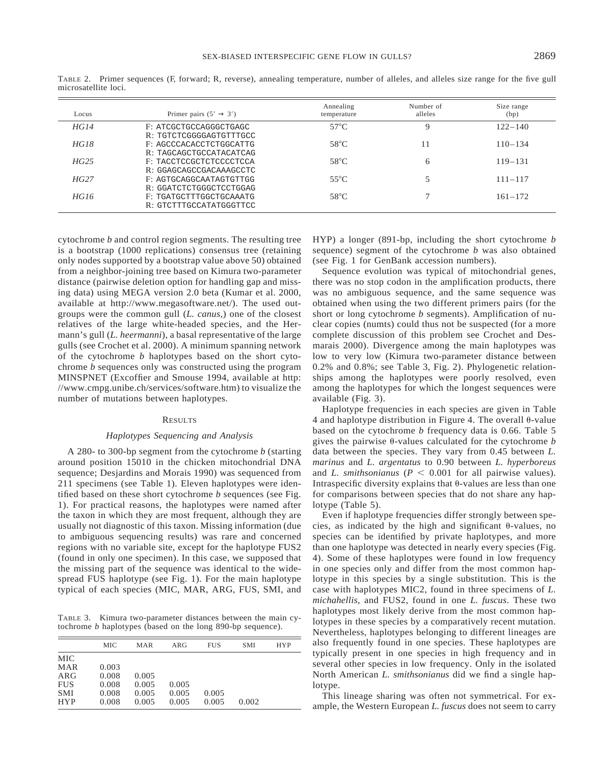TABLE 2. Primer sequences (F, forward; R, reverse), annealing temperature, number of alleles, and alleles size range for the five gull microsatellite loci.

| Locus | Primer pairs (5′ → 3′) | Annealing temperature | Number of alleles | Size range (bp) |
|---|---|---|---|---|
| *HG14* | F: ATCGCTGCCAGGGCTGAGC<br>R: TGTCTCGGGGAGTGTTTGCC | 57°C | 9 | 122–140 |
| *HG18* | F: AGCCCACACCTCTGGCATTG<br>R: TAGCAGCTGCCATACATCAG | 58°C | 11 | 110–134 |
| *HG25* | F: TACCTCCGCTCTCCCCTCCA<br>R: GGAGCAGCCGACAAAGCCTC | 58°C | 6 | 119–131 |
| *HG27* | F: AGTGCAGGCAATAGTGTTGG<br>R: GGATCTCTGGGCTCCTGGAG | 55°C | 5 | 111–117 |
| *HG16* | F: TGATGCTTTGGCTGCAAATG<br>R: GTCTTTGCCATATGGGTTCC | 58°C | 7 | 161–172 |

cytochrome *b* and control region segments. The resulting tree is a bootstrap (1000 replications) consensus tree (retaining only nodes supported by a bootstrap value above 50) obtained from a neighbor-joining tree based on Kimura two-parameter distance (pairwise deletion option for handling gap and missing data) using MEGA version 2.0 beta (Kumar et al. 2000, available at http://www.megasoftware.net/). The used outgroups were the common gull (*L. canus*,) one of the closest relatives of the large white-headed species, and the Hermann's gull (*L. heermanni*), a basal representative of the large gulls (see Crochet et al. 2000). A minimum spanning network of the cytochrome *b* haplotypes based on the short cytochrome *b* sequences only was constructed using the program MINSPNET (Excoffier and Smouse 1994, available at http://www.cmpg.unibe.ch/services/software.htm) to visualize the number of mutations between haplotypes.

## RESULTS

### *Haplotypes Sequencing and Analysis*

A 280- to 300-bp segment from the cytochrome *b* (starting around position 15010 in the chicken mitochondrial DNA sequence; Desjardins and Morais 1990) was sequenced from 211 specimens (see Table 1). Eleven haplotypes were identified based on these short cytochrome *b* sequences (see Fig. 1). For practical reasons, the haplotypes were named after the taxon in which they are most frequent, although they are usually not diagnostic of this taxon. Missing information (due to ambiguous sequencing results) was rare and concerned regions with no variable site, except for the haplotype FUS2 (found in only one specimen). In this case, we supposed that the missing part of the sequence was identical to the widespread FUS haplotype (see Fig. 1). For the main haplotype typical of each species (MIC, MAR, ARG, FUS, SMI, and HYP) a longer (891-bp, including the short cytochrome *b* sequence) segment of the cytochrome *b* was also obtained (see Fig. 1 for GenBank accession numbers).

Sequence evolution was typical of mitochondrial genes, there was no stop codon in the amplification products, there was no ambiguous sequence, and the same sequence was obtained when using the two different primers pairs (for the short or long cytochrome *b* segments). Amplification of nuclear copies (numts) could thus not be suspected (for a more complete discussion of this problem see Crochet and Desmarais 2000). Divergence among the main haplotypes was low to very low (Kimura two-parameter distance between 0.2% and 0.8%; see Table 3, Fig. 2). Phylogenetic relationships among the haplotypes were poorly resolved, even among the haplotypes for which the longest sequences were available (Fig. 3).

Haplotype frequencies in each species are given in Table 4 and haplotype distribution in Figure 4. The overall θ-value based on the cytochrome *b* frequency data is 0.66. Table 5 gives the pairwise θ-values calculated for the cytochrome *b* data between the species. They vary from 0.45 between *L. marinus* and *L. argentatus* to 0.90 between *L. hyperboreus* and *L. smithsonianus* ($P < 0.001$ for all pairwise values). Intraspecific diversity explains that θ-values are less than one for comparisons between species that do not share any haplotype (Table 5).

Even if haplotype frequencies differ strongly between species, as indicated by the high and significant θ-values, no species can be identified by private haplotypes, and more than one haplotype was detected in nearly every species (Fig. 4). Some of these haplotypes were found in low frequency in one species only and differ from the most common haplotype in this species by a single substitution. This is the case with haplotypes MIC2, found in three specimens of *L. michahellis*, and FUS2, found in one *L. fuscus*. These two haplotypes most likely derive from the most common haplotypes in these species by a comparatively recent mutation. Nevertheless, haplotypes belonging to different lineages are also frequently found in one species. These haplotypes are typically present in one species in high frequency and in several other species in low frequency. Only in the isolated North American *L. smithsonianus* did we find a single haplotype.

This lineage sharing was often not symmetrical. For example, the Western European *L. fuscus* does not seem to carry

TABLE 3. Kimura two-parameter distances between the main cytochrome *b* haplotypes (based on the long 890-bp sequence).

| | MIC | MAR | ARG | FUS | SMI | HYP |
|---|---|---|---|---|---|---|
| MIC | | | | | | |
| MAR | 0.003 | | | | | |
| ARG | 0.008 | 0.005 | | | | |
| FUS | 0.008 | 0.005 | 0.005 | | | |
| SMI | 0.008 | 0.005 | 0.005 | 0.005 | | |
| HYP | 0.008 | 0.005 | 0.005 | 0.005 | 0.002 | |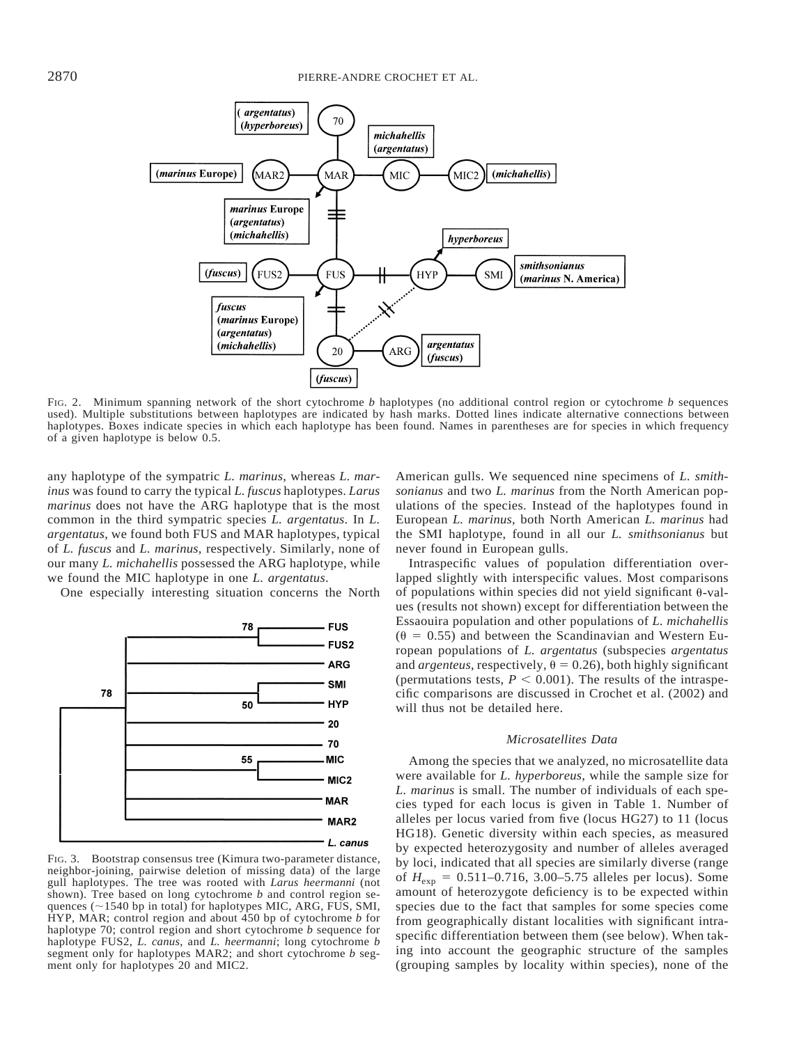FIG. 2. Minimum spanning network of the short cytochrome *b* haplotypes (no additional control region or cytochrome *b* sequences used). Multiple substitutions between haplotypes are indicated by hash marks. Dotted lines indicate alternative connections between haplotypes. Boxes indicate species in which each haplotype has been found. Names in parentheses are for species in which frequency of a given haplotype is below 0.5.

any haplotype of the sympatric *L. marinus*, whereas *L. marinus* was found to carry the typical *L. fuscus* haplotypes. *Larus marinus* does not have the ARG haplotype that is the most common in the third sympatric species *L. argentatus*. In *L. argentatus*, we found both FUS and MAR haplotypes, typical of *L. fuscus* and *L. marinus*, respectively. Similarly, none of our many *L. michahellis* possessed the ARG haplotype, while we found the MIC haplotype in one *L. argentatus*.

One especially interesting situation concerns the North American gulls. We sequenced nine specimens of *L. smithsonianus* and two *L. marinus* from the North American populations of the species. Instead of the haplotypes found in European *L. marinus*, both North American *L. marinus* had the SMI haplotype, found in all our *L. smithsonianus* but never found in European gulls.

FIG. 3. Bootstrap consensus tree (Kimura two-parameter distance, neighbor-joining, pairwise deletion of missing data) of the large gull haplotypes. The tree was rooted with *Larus heermanni* (not shown). Tree based on long cytochrome *b* and control region sequences (~1540 bp in total) for haplotypes MIC, ARG, FUS, SMI, HYP, MAR; control region and about 450 bp of cytochrome *b* for haplotype 70; control region and short cytochrome *b* sequence for haplotype FUS2, *L. canus*, and *L. heermanni*; long cytochrome *b* segment only for haplotypes MAR2; and short cytochrome *b* segment only for haplotypes 20 and MIC2.

Intraspecific values of population differentiation overlapped slightly with interspecific values. Most comparisons of populations within species did not yield significant θ-values (results not shown) except for differentiation between the Essaouira population and other populations of *L. michahellis* (θ = 0.55) and between the Scandinavian and Western European populations of *L. argentatus* (subspecies *argentatus* and *argenteus*, respectively, θ = 0.26), both highly significant (permutations tests, $P < 0.001$). The results of the intraspecific comparisons are discussed in Crochet et al. (2002) and will thus not be detailed here.

### *Microsatellites Data*

Among the species that we analyzed, no microsatellite data were available for *L. hyperboreus*, while the sample size for *L. marinus* is small. The number of individuals of each species typed for each locus is given in Table 1. Number of alleles per locus varied from five (locus HG27) to 11 (locus HG18). Genetic diversity within each species, as measured by expected heterozygosity and number of alleles averaged by loci, indicated that all species are similarly diverse (range of $H_{exp}$ = 0.511–0.716, 3.00–5.75 alleles per locus). Some amount of heterozygote deficiency is to be expected within species due to the fact that samples for some species come from geographically distant localities with significant intraspecific differentiation between them (see below). When taking into account the geographic structure of the samples (grouping samples by locality within species), none of the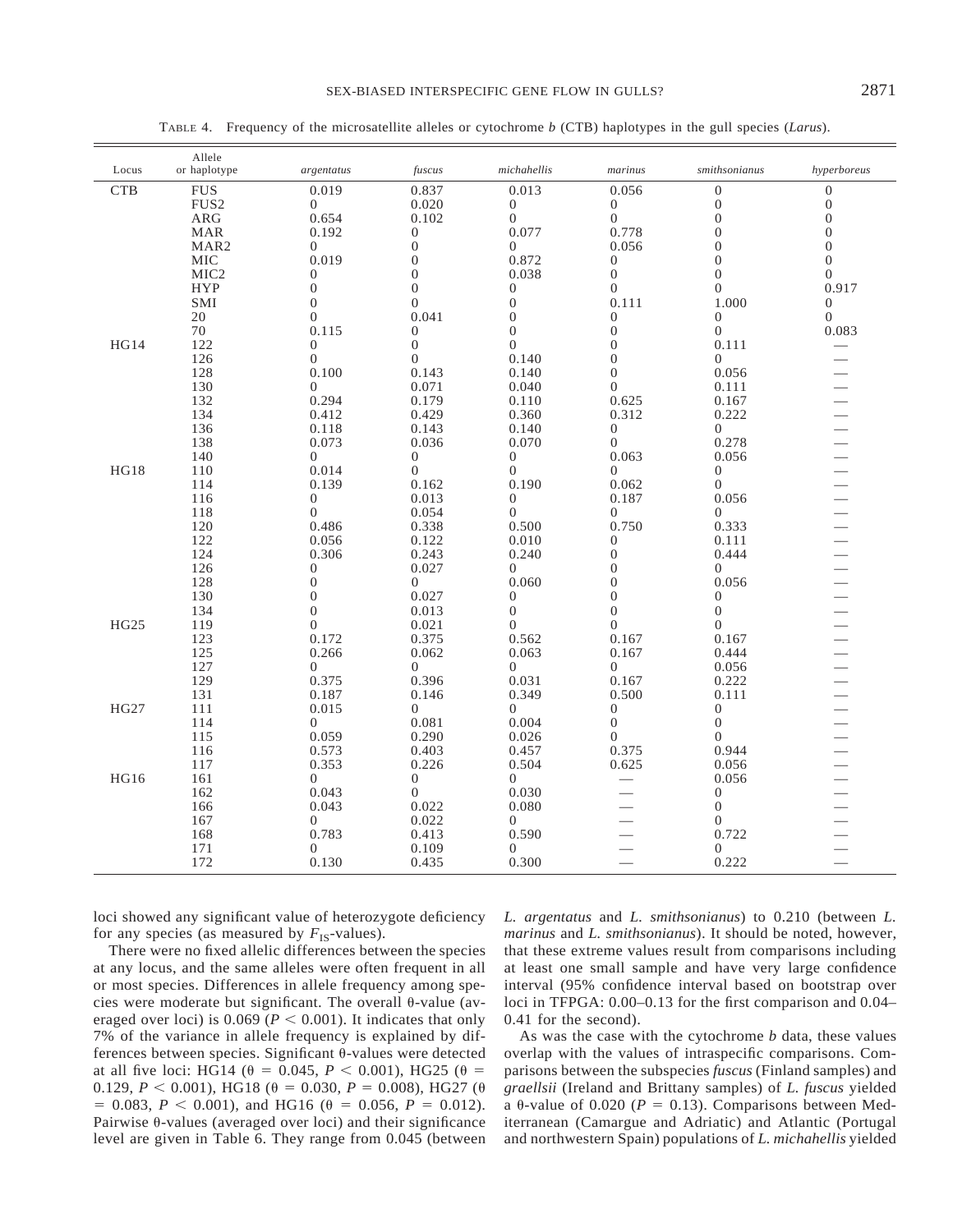TABLE 4. Frequency of the microsatellite alleles or cytochrome *b* (CTB) haplotypes in the gull species (*Larus*).

| Locus | Allele or haplotype | *argentatus* | *fuscus* | *michahellis* | *marinus* | *smithsonianus* | *hyperboreus* |
|---|---|---|---|---|---|---|---|
| CTB | FUS | 0.019 | 0.837 | 0.013 | 0.056 | 0 | 0 |
| | FUS2 | 0 | 0.020 | 0 | 0 | 0 | 0 |
| | ARG | 0.654 | 0.102 | 0 | 0 | 0 | 0 |
| | MAR | 0.192 | 0 | 0.077 | 0.778 | 0 | 0 |
| | MAR2 | 0 | 0 | 0 | 0.056 | 0 | 0 |
| | MIC | 0.019 | 0 | 0.872 | 0 | 0 | 0 |
| | MIC2 | 0 | 0 | 0.038 | 0 | 0 | 0 |
| | HYP | 0 | 0 | 0 | 0 | 0 | 0.917 |
| | SMI | 0 | 0 | 0 | 0.111 | 1.000 | 0 |
| | 20 | 0 | 0.041 | 0 | 0 | 0 | 0 |
| | 70 | 0.115 | 0 | 0 | 0 | 0 | 0.083 |
| HG14 | 122 | 0 | 0 | 0 | 0 | 0.111 | — |
| | 126 | 0 | 0 | 0.140 | 0 | 0 | — |
| | 128 | 0.100 | 0.143 | 0.140 | 0 | 0.056 | — |
| | 130 | 0 | 0.071 | 0.040 | 0 | 0.111 | — |
| | 132 | 0.294 | 0.179 | 0.110 | 0.625 | 0.167 | — |
| | 134 | 0.412 | 0.429 | 0.360 | 0.312 | 0.222 | — |
| | 136 | 0.118 | 0.143 | 0.140 | 0 | 0 | — |
| | 138 | 0.073 | 0.036 | 0.070 | 0 | 0.278 | — |
| | 140 | 0 | 0 | 0 | 0.063 | 0.056 | — |
| HG18 | 110 | 0.014 | 0 | 0 | 0 | 0 | — |
| | 114 | 0.139 | 0.162 | 0.190 | 0.062 | 0 | — |
| | 116 | 0 | 0.013 | 0 | 0.187 | 0.056 | — |
| | 118 | 0 | 0.054 | 0 | 0 | 0 | — |
| | 120 | 0.486 | 0.338 | 0.500 | 0.750 | 0.333 | — |
| | 122 | 0.056 | 0.122 | 0.010 | 0 | 0.111 | — |
| | 124 | 0.306 | 0.243 | 0.240 | 0 | 0.444 | — |
| | 126 | 0 | 0.027 | 0 | 0 | 0 | — |
| | 128 | 0 | 0 | 0.060 | 0 | 0.056 | — |
| | 130 | 0 | 0.027 | 0 | 0 | 0 | — |
| | 134 | 0 | 0.013 | 0 | 0 | 0 | — |
| HG25 | 119 | 0 | 0.021 | 0 | 0 | 0 | — |
| | 123 | 0.172 | 0.375 | 0.562 | 0.167 | 0.167 | — |
| | 125 | 0.266 | 0.062 | 0.063 | 0.167 | 0.444 | — |
| | 127 | 0 | 0 | 0 | 0 | 0.056 | — |
| | 129 | 0.375 | 0.396 | 0.031 | 0.167 | 0.222 | — |
| | 131 | 0.187 | 0.146 | 0.349 | 0.500 | 0.111 | — |
| HG27 | 111 | 0.015 | 0 | 0 | 0 | 0 | — |
| | 114 | 0 | 0.081 | 0.004 | 0 | 0 | — |
| | 115 | 0.059 | 0.290 | 0.026 | 0 | 0 | — |
| | 116 | 0.573 | 0.403 | 0.457 | 0.375 | 0.944 | — |
| | 117 | 0.353 | 0.226 | 0.504 | 0.625 | 0.056 | — |
| HG16 | 161 | 0 | 0 | 0 | — | 0.056 | — |
| | 162 | 0.043 | 0 | 0.030 | — | 0 | — |
| | 166 | 0.043 | 0.022 | 0.080 | — | 0 | — |
| | 167 | 0 | 0.022 | 0 | — | 0 | — |
| | 168 | 0.783 | 0.413 | 0.590 | — | 0.722 | — |
| | 171 | 0 | 0.109 | 0 | — | 0 | — |
| | 172 | 0.130 | 0.435 | 0.300 | — | 0.222 | — |

loci showed any significant value of heterozygote deficiency for any species (as measured by $F_{IS}$-values).

There were no fixed allelic differences between the species at any locus, and the same alleles were often frequent in all or most species. Differences in allele frequency among species were moderate but significant. The overall θ-value (averaged over loci) is 0.069 ($P < 0.001$). It indicates that only 7% of the variance in allele frequency is explained by differences between species. Significant θ-values were detected at all five loci: HG14 ($\theta = 0.045$, $P < 0.001$), HG25 ($\theta = 0.129$, $P < 0.001$), HG18 ($\theta = 0.030$, $P = 0.008$), HG27 ($\theta = 0.083$, $P < 0.001$), and HG16 ($\theta = 0.056$, $P = 0.012$). Pairwise θ-values (averaged over loci) and their significance level are given in Table 6. They range from 0.045 (between *L. argentatus* and *L. smithsonianus*) to 0.210 (between *L. marinus* and *L. smithsonianus*). It should be noted, however, that these extreme values result from comparisons including at least one small sample and have very large confidence interval (95% confidence interval based on bootstrap over loci in TFPGA: 0.00–0.13 for the first comparison and 0.04–0.41 for the second).

As was the case with the cytochrome *b* data, these values overlap with the values of intraspecific comparisons. Comparisons between the subspecies *fuscus* (Finland samples) and *graellsii* (Ireland and Brittany samples) of *L. fuscus* yielded a θ-value of 0.020 ($P = 0.13$). Comparisons between Mediterranean (Camargue and Adriatic) and Atlantic (Portugal and northwestern Spain) populations of *L. michahellis* yielded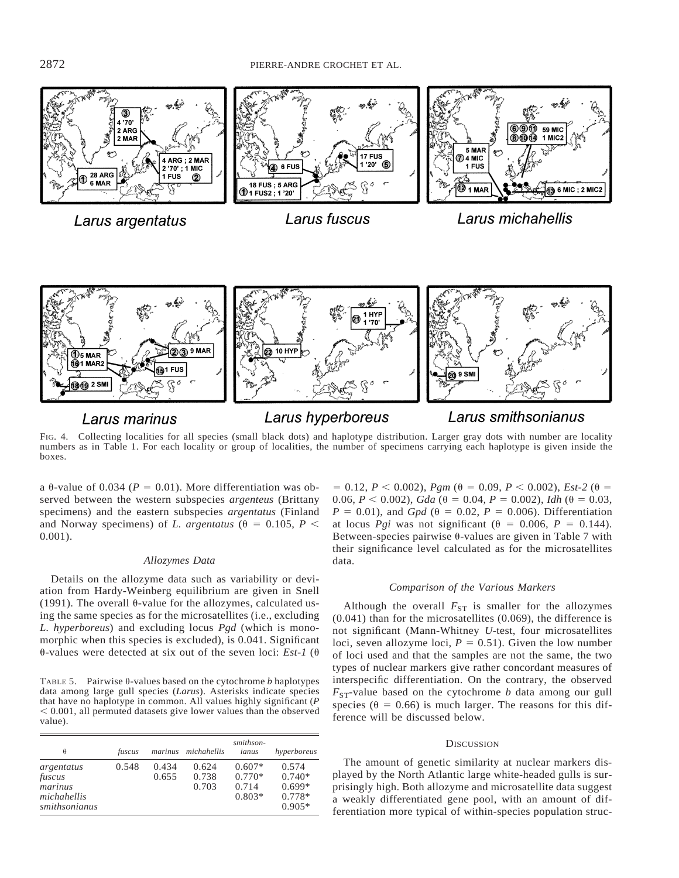FIG. 4. Collecting localities for all species (small black dots) and haplotype distribution. Larger gray dots with number are locality numbers as in Table 1. For each locality or group of localities, the number of specimens carrying each haplotype is given inside the boxes.

a θ-value of 0.034 ($P = 0.01$). More differentiation was observed between the western subspecies *argenteus* (Brittany specimens) and the eastern subspecies *argentatus* (Finland and Norway specimens) of *L. argentatus* ($\theta = 0.105$, $P < 0.001$).

### Allozymes Data

Details on the allozyme data such as variability or deviation from Hardy-Weinberg equilibrium are given in Snell (1991). The overall θ-value for the allozymes, calculated using the same species as for the microsatellites (i.e., excluding *L. hyperboreus*) and excluding locus *Pgd* (which is monomorphic when this species is excluded), is 0.041. Significant θ-values were detected at six out of the seven loci: *Est-1* ($\theta = 0.12$, $P < 0.002$), *Pgm* ($\theta = 0.09$, $P < 0.002$), *Est-2* ($\theta = 0.06$, $P < 0.002$), *Gda* ($\theta = 0.04$, $P = 0.002$), *Idh* ($\theta = 0.03$, $P = 0.01$), and *Gpd* ($\theta = 0.02$, $P = 0.006$). Differentiation at locus *Pgi* was not significant ($\theta = 0.006$, $P = 0.144$). Between-species pairwise θ-values are given in Table 7 with their significance level calculated as for the microsatellites data.

TABLE 5. Pairwise θ-values based on the cytochrome *b* haplotypes data among large gull species (*Larus*). Asterisks indicate species that have no haplotype in common. All values highly significant ($P < 0.001$, all permuted datasets give lower values than the observed value).

| θ | *fuscus* | *marinus* | *michahellis* | *smithsonianus* | *hyperboreus* |
|---|---|---|---|---|---|
| *argentatus* | 0.548 | 0.434 | 0.624 | 0.607* | 0.574 |
| *fuscus* | | 0.655 | 0.738 | 0.770* | 0.740* |
| *marinus* | | | 0.703 | 0.714 | 0.699* |
| *michahellis* | | | | 0.803* | 0.778* |
| *smithsonianus* | | | | | 0.905* |

### Comparison of the Various Markers

Although the overall $F_{ST}$ is smaller for the allozymes (0.041) than for the microsatellites (0.069), the difference is not significant (Mann-Whitney *U*-test, four microsatellites loci, seven allozyme loci, $P = 0.51$). Given the low number of loci used and that the samples are not the same, the two types of nuclear markers give rather concordant measures of interspecific differentiation. On the contrary, the observed $F_{ST}$-value based on the cytochrome *b* data among our gull species ($\theta = 0.66$) is much larger. The reasons for this difference will be discussed below.

## DISCUSSION

The amount of genetic similarity at nuclear markers displayed by the North Atlantic large white-headed gulls is surprisingly high. Both allozyme and microsatellite data suggest a weakly differentiated gene pool, with an amount of differentiation more typical of within-species population struc-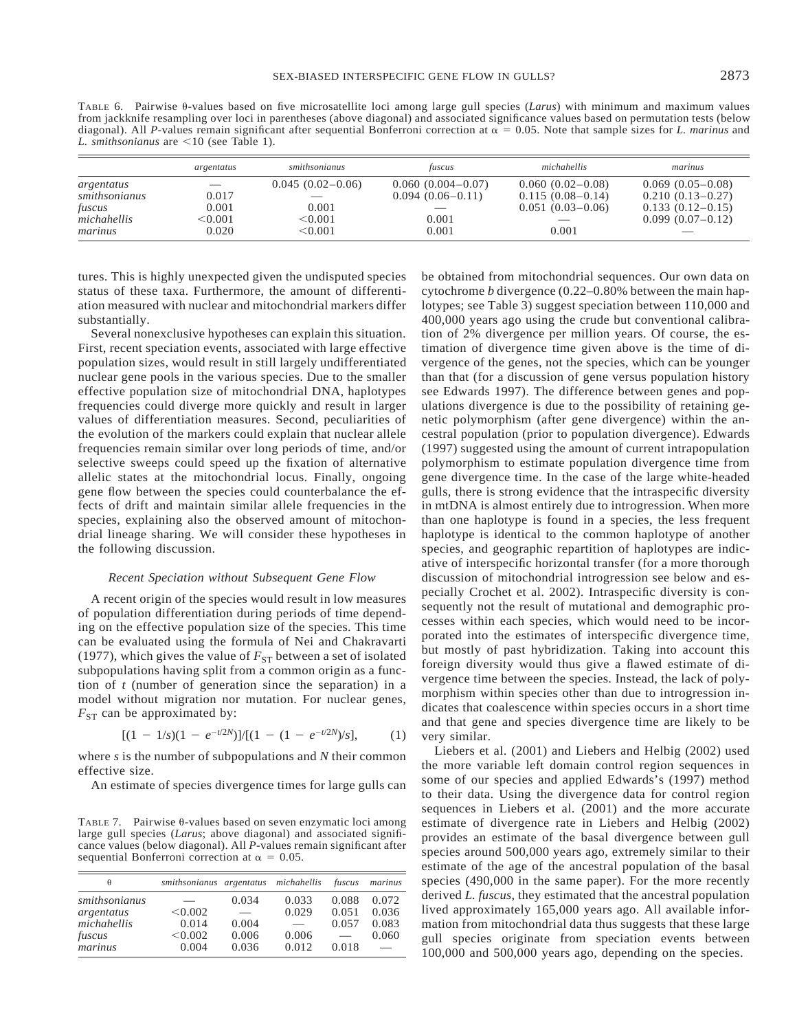TABLE 6. Pairwise θ-values based on five microsatellite loci among large gull species (*Larus*) with minimum and maximum values from jackknife resampling over loci in parentheses (above diagonal) and associated significance values based on permutation tests (below diagonal). All *P*-values remain significant after sequential Bonferroni correction at $\alpha = 0.05$. Note that sample sizes for *L. marinus* and *L. smithsonianus* are <10 (see Table 1).

| | *argentatus* | *smithsonianus* | *fuscus* | *michahellis* | *marinus* |
|---|---|---|---|---|---|
| *argentatus* | — | 0.045 (0.02–0.06) | 0.060 (0.004–0.07) | 0.060 (0.02–0.08) | 0.069 (0.05–0.08) |
| *smithsonianus* | 0.017 | — | 0.094 (0.06–0.11) | 0.115 (0.08–0.14) | 0.210 (0.13–0.27) |
| *fuscus* | 0.001 | 0.001 | — | 0.051 (0.03–0.06) | 0.133 (0.12–0.15) |
| *michahellis* | <0.001 | <0.001 | 0.001 | — | 0.099 (0.07–0.12) |
| *marinus* | 0.020 | <0.001 | 0.001 | 0.001 | — |

tures. This is highly unexpected given the undisputed species status of these taxa. Furthermore, the amount of differentiation measured with nuclear and mitochondrial markers differ substantially.

Several nonexclusive hypotheses can explain this situation. First, recent speciation events, associated with large effective population sizes, would result in still largely undifferentiated nuclear gene pools in the various species. Due to the smaller effective population size of mitochondrial DNA, haplotypes frequencies could diverge more quickly and result in larger values of differentiation measures. Second, peculiarities of the evolution of the markers could explain that nuclear allele frequencies remain similar over long periods of time, and/or selective sweeps could speed up the fixation of alternative allelic states at the mitochondrial locus. Finally, ongoing gene flow between the species could counterbalance the effects of drift and maintain similar allele frequencies in the species, explaining also the observed amount of mitochondrial lineage sharing. We will consider these hypotheses in the following discussion.

### *Recent Speciation without Subsequent Gene Flow*

A recent origin of the species would result in low measures of population differentiation during periods of time depending on the effective population size of the species. This time can be evaluated using the formula of Nei and Chakravarti (1977), which gives the value of $F_{ST}$ between a set of isolated subpopulations having split from a common origin as a function of *t* (number of generation since the separation) in a model without migration nor mutation. For nuclear genes, $F_{ST}$ can be approximated by:

$$[(1 - 1/s)(1 - e^{-t/2N})]/[(1 - (1 - e^{-t/2N})/s], \qquad (1)$$

where *s* is the number of subpopulations and *N* their common effective size.

An estimate of species divergence times for large gulls can be obtained from mitochondrial sequences. Our own data on cytochrome *b* divergence (0.22–0.80% between the main haplotypes; see Table 3) suggest speciation between 110,000 and 400,000 years ago using the crude but conventional calibration of 2% divergence per million years. Of course, the estimation of divergence time given above is the time of divergence of the genes, not the species, which can be younger than that (for a discussion of gene versus population history see Edwards 1997). The difference between genes and populations divergence is due to the possibility of retaining genetic polymorphism (after gene divergence) within the ancestral population (prior to population divergence). Edwards (1997) suggested using the amount of current intrapopulation polymorphism to estimate population divergence time from gene divergence time. In the case of the large white-headed gulls, there is strong evidence that the intraspecific diversity in mtDNA is almost entirely due to introgression. When more than one haplotype is found in a species, the less frequent haplotype is identical to the common haplotype of another species, and geographic repartition of haplotypes are indicative of interspecific horizontal transfer (for a more thorough discussion of mitochondrial introgression see below and especially Crochet et al. 2002). Intraspecific diversity is consequently not the result of mutational and demographic processes within each species, which would need to be incorporated into the estimates of interspecific divergence time, but mostly of past hybridization. Taking into account this foreign diversity would thus give a flawed estimate of divergence time between the species. Instead, the lack of polymorphism within species other than due to introgression indicates that coalescence within species occurs in a short time and that gene and species divergence time are likely to be very similar.

Liebers et al. (2001) and Liebers and Helbig (2002) used the more variable left domain control region sequences in some of our species and applied Edwards's (1997) method to their data. Using the divergence data for control region sequences in Liebers et al. (2001) and the more accurate estimate of divergence rate in Liebers and Helbig (2002) provides an estimate of the basal divergence between gull species around 500,000 years ago, extremely similar to their estimate of the age of the ancestral population of the basal species (490,000 in the same paper). For the more recently derived *L. fuscus*, they estimated that the ancestral population lived approximately 165,000 years ago. All available information from mitochondrial data thus suggests that these large gull species originate from speciation events between 100,000 and 500,000 years ago, depending on the species.

TABLE 7. Pairwise θ-values based on seven enzymatic loci among large gull species (*Larus*; above diagonal) and associated significance values (below diagonal). All *P*-values remain significant after sequential Bonferroni correction at $\alpha = 0.05$.

| θ | *smithsonianus* | *argentatus* | *michahellis* | *fuscus* | *marinus* |
|---|---|---|---|---|---|
| *smithsonianus* | — | 0.034 | 0.033 | 0.088 | 0.072 |
| *argentatus* | <0.002 | — | 0.029 | 0.051 | 0.036 |
| *michahellis* | 0.014 | 0.004 | — | 0.057 | 0.083 |
| *fuscus* | <0.002 | 0.006 | 0.006 | — | 0.060 |
| *marinus* | 0.004 | 0.036 | 0.012 | 0.018 | — |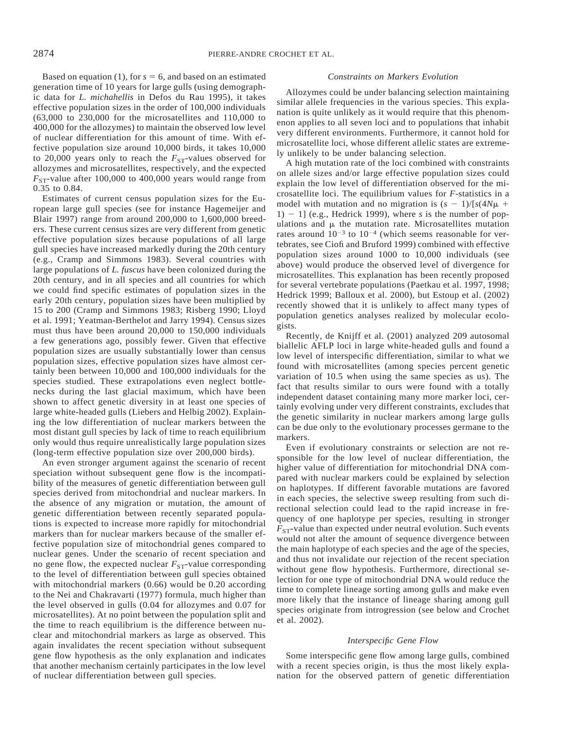Based on equation (1), for $s = 6$, and based on an estimated generation time of 10 years for large gulls (using demographic data for *L. michahellis* in Defos du Rau 1995), it takes effective population sizes in the order of 100,000 individuals (63,000 to 230,000 for the microsatellites and 110,000 to 400,000 for the allozymes) to maintain the observed low level of nuclear differentiation for this amount of time. With effective population size around 10,000 birds, it takes 10,000 to 20,000 years only to reach the $F_{ST}$-values observed for allozymes and microsatellites, respectively, and the expected $F_{ST}$-value after 100,000 to 400,000 years would range from 0.35 to 0.84.

Estimates of current census population sizes for the European large gull species (see for instance Hagemeijer and Blair 1997) range from around 200,000 to 1,600,000 breeders. These current census sizes are very different from genetic effective population sizes because populations of all large gull species have increased markedly during the 20th century (e.g., Cramp and Simmons 1983). Several countries with large populations of *L. fuscus* have been colonized during the 20th century, and in all species and all countries for which we could find specific estimates of population sizes in the early 20th century, population sizes have been multiplied by 15 to 200 (Cramp and Simmons 1983; Risberg 1990; Lloyd et al. 1991; Yeatman-Berthelot and Jarry 1994). Census sizes must thus have been around 20,000 to 150,000 individuals a few generations ago, possibly fewer. Given that effective population sizes are usually substantially lower than census population sizes, effective population sizes have almost certainly been between 10,000 and 100,000 individuals for the species studied. These extrapolations even neglect bottlenecks during the last glacial maximum, which have been shown to affect genetic diversity in at least one species of large white-headed gulls (Liebers and Helbig 2002). Explaining the low differentiation of nuclear markers between the most distant gull species by lack of time to reach equilibrium only would thus require unrealistically large population sizes (long-term effective population size over 200,000 birds).

An even stronger argument against the scenario of recent speciation without subsequent gene flow is the incompatibility of the measures of genetic differentiation between gull species derived from mitochondrial and nuclear markers. In the absence of any migration or mutation, the amount of genetic differentiation between recently separated populations is expected to increase more rapidly for mitochondrial markers than for nuclear markers because of the smaller effective population size of mitochondrial genes compared to nuclear genes. Under the scenario of recent speciation and no gene flow, the expected nuclear $F_{ST}$-value corresponding to the level of differentiation between gull species obtained with mitochondrial markers (0.66) would be 0.20 according to the Nei and Chakravarti (1977) formula, much higher than the level observed in gulls (0.04 for allozymes and 0.07 for microsatellites). At no point between the population split and the time to reach equilibrium is the difference between nuclear and mitochondrial markers as large as observed. This again invalidates the recent speciation without subsequent gene flow hypothesis as the only explanation and indicates that another mechanism certainly participates in the low level of nuclear differentiation between gull species.

### *Constraints on Markers Evolution*

Allozymes could be under balancing selection maintaining similar allele frequencies in the various species. This explanation is quite unlikely as it would require that this phenomenon applies to all seven loci and to populations that inhabit very different environments. Furthermore, it cannot hold for microsatellite loci, whose different allelic states are extremely unlikely to be under balancing selection.

A high mutation rate of the loci combined with constraints on allele sizes and/or large effective population sizes could explain the low level of differentiation observed for the microsatellite loci. The equilibrium values for *F*-statistics in a model with mutation and no migration is $(s - 1)/[s(4N\mu + 1) - 1]$ (e.g., Hedrick 1999), where $s$ is the number of populations and $\mu$ the mutation rate. Microsatellites mutation rates around $10^{-3}$ to $10^{-4}$ (which seems reasonable for vertebrates, see Ciofi and Bruford 1999) combined with effective population sizes around 1000 to 10,000 individuals (see above) would produce the observed level of divergence for microsatellites. This explanation has been recently proposed for several vertebrate populations (Paetkau et al. 1997, 1998; Hedrick 1999; Balloux et al. 2000), but Estoup et al. (2002) recently showed that it is unlikely to affect many types of population genetics analyses realized by molecular ecologists.

Recently, de Knijff et al. (2001) analyzed 209 autosomal biallelic AFLP loci in large white-headed gulls and found a low level of interspecific differentiation, similar to what we found with microsatellites (among species percent genetic variation of 10.5 when using the same species as us). The fact that results similar to ours were found with a totally independent dataset containing many more marker loci, certainly evolving under very different constraints, excludes that the genetic similarity in nuclear markers among large gulls can be due only to the evolutionary processes germane to the markers.

Even if evolutionary constraints or selection are not responsible for the low level of nuclear differentiation, the higher value of differentiation for mitochondrial DNA compared with nuclear markers could be explained by selection on haplotypes. If different favorable mutations are favored in each species, the selective sweep resulting from such directional selection could lead to the rapid increase in frequency of one haplotype per species, resulting in stronger $F_{ST}$-value than expected under neutral evolution. Such events would not alter the amount of sequence divergence between the main haplotype of each species and the age of the species, and thus not invalidate our rejection of the recent speciation without gene flow hypothesis. Furthermore, directional selection for one type of mitochondrial DNA would reduce the time to complete lineage sorting among gulls and make even more likely that the instance of lineage sharing among gull species originate from introgression (see below and Crochet et al. 2002).

### *Interspecific Gene Flow*

Some interspecific gene flow among large gulls, combined with a recent species origin, is thus the most likely explanation for the observed pattern of genetic differentiation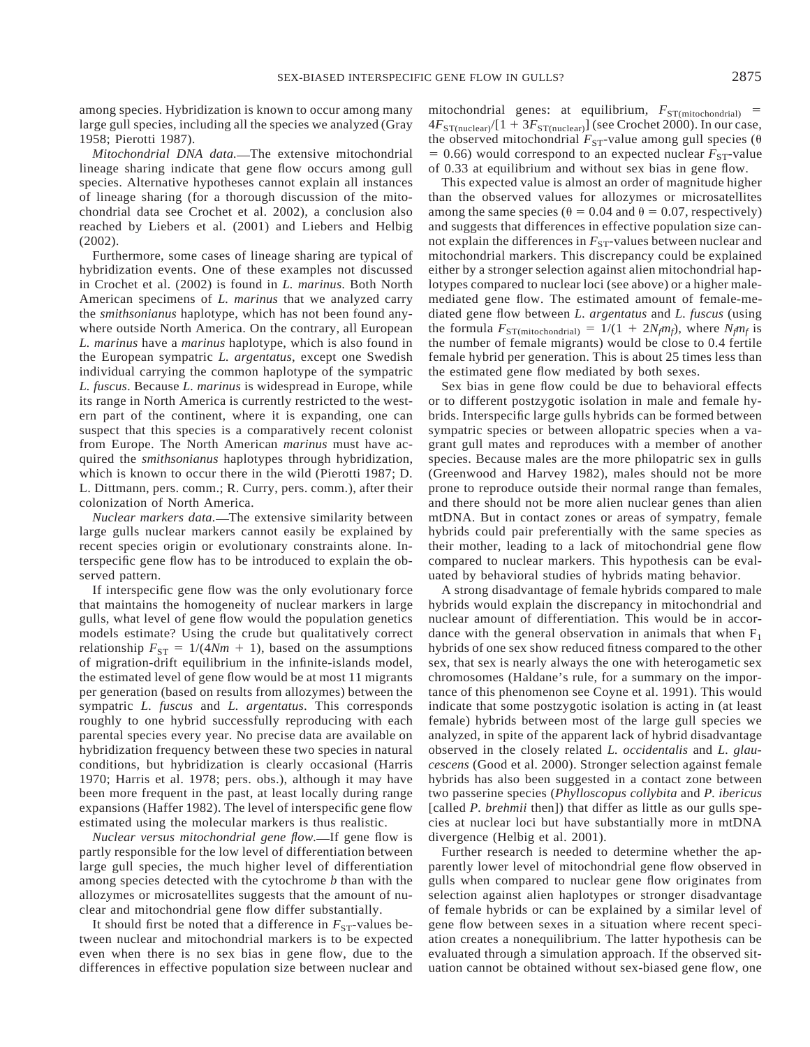among species. Hybridization is known to occur among many large gull species, including all the species we analyzed (Gray 1958; Pierotti 1987).

*Mitochondrial DNA data.*—The extensive mitochondrial lineage sharing indicate that gene flow occurs among gull species. Alternative hypotheses cannot explain all instances of lineage sharing (for a thorough discussion of the mitochondrial data see Crochet et al. 2002), a conclusion also reached by Liebers et al. (2001) and Liebers and Helbig (2002).

Furthermore, some cases of lineage sharing are typical of hybridization events. One of these examples not discussed in Crochet et al. (2002) is found in *L. marinus*. Both North American specimens of *L. marinus* that we analyzed carry the *smithsonianus* haplotype, which has not been found anywhere outside North America. On the contrary, all European *L. marinus* have a *marinus* haplotype, which is also found in the European sympatric *L. argentatus*, except one Swedish individual carrying the common haplotype of the sympatric *L. fuscus*. Because *L. marinus* is widespread in Europe, while its range in North America is currently restricted to the western part of the continent, where it is expanding, one can suspect that this species is a comparatively recent colonist from Europe. The North American *marinus* must have acquired the *smithsonianus* haplotypes through hybridization, which is known to occur there in the wild (Pierotti 1987; D. L. Dittmann, pers. comm.; R. Curry, pers. comm.), after their colonization of North America.

*Nuclear markers data.*—The extensive similarity between large gulls nuclear markers cannot easily be explained by recent species origin or evolutionary constraints alone. Interspecific gene flow has to be introduced to explain the observed pattern.

If interspecific gene flow was the only evolutionary force that maintains the homogeneity of nuclear markers in large gulls, what level of gene flow would the population genetics models estimate? Using the crude but qualitatively correct relationship $F_{ST} = 1/(4Nm + 1)$, based on the assumptions of migration-drift equilibrium in the infinite-islands model, the estimated level of gene flow would be at most 11 migrants per generation (based on results from allozymes) between the sympatric *L. fuscus* and *L. argentatus*. This corresponds roughly to one hybrid successfully reproducing with each parental species every year. No precise data are available on hybridization frequency between these two species in natural conditions, but hybridization is clearly occasional (Harris 1970; Harris et al. 1978; pers. obs.), although it may have been more frequent in the past, at least locally during range expansions (Haffer 1982). The level of interspecific gene flow estimated using the molecular markers is thus realistic.

*Nuclear versus mitochondrial gene flow.*—If gene flow is partly responsible for the low level of differentiation between large gull species, the much higher level of differentiation among species detected with the cytochrome *b* than with the allozymes or microsatellites suggests that the amount of nuclear and mitochondrial gene flow differ substantially.

It should first be noted that a difference in $F_{ST}$-values between nuclear and mitochondrial markers is to be expected even when there is no sex bias in gene flow, due to the differences in effective population size between nuclear and mitochondrial genes: at equilibrium, $F_{ST(mitochondrial)} = 4F_{ST(nuclear)}/[1 + 3F_{ST(nuclear)}]$ (see Crochet 2000). In our case, the observed mitochondrial $F_{ST}$-value among gull species ($\theta = 0.66$) would correspond to an expected nuclear $F_{ST}$-value of 0.33 at equilibrium and without sex bias in gene flow.

This expected value is almost an order of magnitude higher than the observed values for allozymes or microsatellites among the same species ($\theta = 0.04$ and $\theta = 0.07$, respectively) and suggests that differences in effective population size cannot explain the differences in $F_{ST}$-values between nuclear and mitochondrial markers. This discrepancy could be explained either by a stronger selection against alien mitochondrial haplotypes compared to nuclear loci (see above) or a higher male-mediated gene flow. The estimated amount of female-mediated gene flow between *L. argentatus* and *L. fuscus* (using the formula $F_{ST(mitochondrial)} = 1/(1 + 2N_f m_f)$, where $N_f m_f$ is the number of female migrants) would be close to 0.4 fertile female hybrid per generation. This is about 25 times less than the estimated gene flow mediated by both sexes.

Sex bias in gene flow could be due to behavioral effects or to different postzygotic isolation in male and female hybrids. Interspecific large gulls hybrids can be formed between sympatric species or between allopatric species when a vagrant gull mates and reproduces with a member of another species. Because males are the more philopatric sex in gulls (Greenwood and Harvey 1982), males should not be more prone to reproduce outside their normal range than females, and there should not be more alien nuclear genes than alien mtDNA. But in contact zones or areas of sympatry, female hybrids could pair preferentially with the same species as their mother, leading to a lack of mitochondrial gene flow compared to nuclear markers. This hypothesis can be evaluated by behavioral studies of hybrids mating behavior.

A strong disadvantage of female hybrids compared to male hybrids would explain the discrepancy in mitochondrial and nuclear amount of differentiation. This would be in accordance with the general observation in animals that when $F_1$ hybrids of one sex show reduced fitness compared to the other sex, that sex is nearly always the one with heterogametic sex chromosomes (Haldane's rule, for a summary on the importance of this phenomenon see Coyne et al. 1991). This would indicate that some postzygotic isolation is acting in (at least female) hybrids between most of the large gull species we analyzed, in spite of the apparent lack of hybrid disadvantage observed in the closely related *L. occidentalis* and *L. glaucescens* (Good et al. 2000). Stronger selection against female hybrids has also been suggested in a contact zone between two passerine species (*Phylloscopus collybita* and *P. ibericus* [called *P. brehmii* then]) that differ as little as our gulls species at nuclear loci but have substantially more in mtDNA divergence (Helbig et al. 2001).

Further research is needed to determine whether the apparently lower level of mitochondrial gene flow observed in gulls when compared to nuclear gene flow originates from selection against alien haplotypes or stronger disadvantage of female hybrids or can be explained by a similar level of gene flow between sexes in a situation where recent speciation creates a nonequilibrium. The latter hypothesis can be evaluated through a simulation approach. If the observed situation cannot be obtained without sex-biased gene flow, one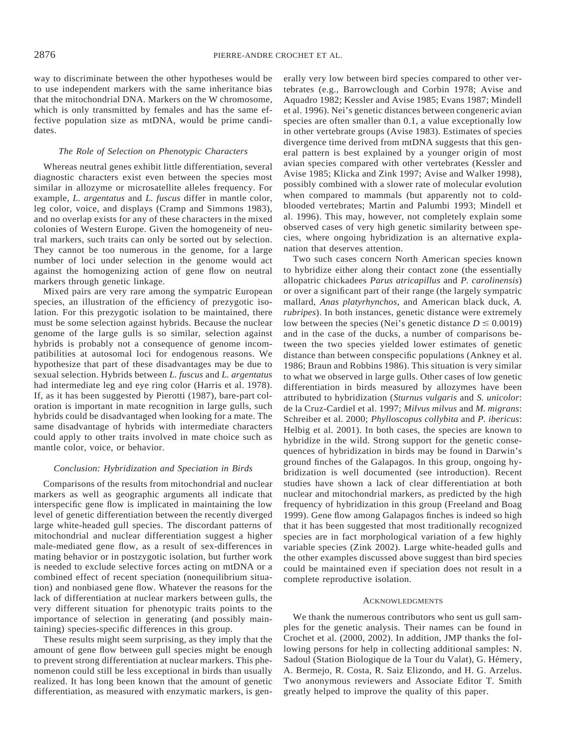way to discriminate between the other hypotheses would be to use independent markers with the same inheritance bias that the mitochondrial DNA. Markers on the W chromosome, which is only transmitted by females and has the same effective population size as mtDNA, would be prime candidates.

### *The Role of Selection on Phenotypic Characters*

Whereas neutral genes exhibit little differentiation, several diagnostic characters exist even between the species most similar in allozyme or microsatellite alleles frequency. For example, *L. argentatus* and *L. fuscus* differ in mantle color, leg color, voice, and displays (Cramp and Simmons 1983), and no overlap exists for any of these characters in the mixed colonies of Western Europe. Given the homogeneity of neutral markers, such traits can only be sorted out by selection. They cannot be too numerous in the genome, for a large number of loci under selection in the genome would act against the homogenizing action of gene flow on neutral markers through genetic linkage.

Mixed pairs are very rare among the sympatric European species, an illustration of the efficiency of prezygotic isolation. For this prezygotic isolation to be maintained, there must be some selection against hybrids. Because the nuclear genome of the large gulls is so similar, selection against hybrids is probably not a consequence of genome incompatibilities at autosomal loci for endogenous reasons. We hypothesize that part of these disadvantages may be due to sexual selection. Hybrids between *L. fuscus* and *L. argentatus* had intermediate leg and eye ring color (Harris et al. 1978). If, as it has been suggested by Pierotti (1987), bare-part coloration is important in mate recognition in large gulls, such hybrids could be disadvantaged when looking for a mate. The same disadvantage of hybrids with intermediate characters could apply to other traits involved in mate choice such as mantle color, voice, or behavior.

### *Conclusion: Hybridization and Speciation in Birds*

Comparisons of the results from mitochondrial and nuclear markers as well as geographic arguments all indicate that interspecific gene flow is implicated in maintaining the low level of genetic differentiation between the recently diverged large white-headed gull species. The discordant patterns of mitochondrial and nuclear differentiation suggest a higher male-mediated gene flow, as a result of sex-differences in mating behavior or in postzygotic isolation, but further work is needed to exclude selective forces acting on mtDNA or a combined effect of recent speciation (nonequilibrium situation) and nonbiased gene flow. Whatever the reasons for the lack of differentiation at nuclear markers between gulls, the very different situation for phenotypic traits points to the importance of selection in generating (and possibly maintaining) species-specific differences in this group.

These results might seem surprising, as they imply that the amount of gene flow between gull species might be enough to prevent strong differentiation at nuclear markers. This phenomenon could still be less exceptional in birds than usually realized. It has long been known that the amount of genetic differentiation, as measured with enzymatic markers, is generally very low between bird species compared to other vertebrates (e.g., Barrowclough and Corbin 1978; Avise and Aquadro 1982; Kessler and Avise 1985; Evans 1987; Mindell et al. 1996). Nei's genetic distances between congeneric avian species are often smaller than 0.1, a value exceptionally low in other vertebrate groups (Avise 1983). Estimates of species divergence time derived from mtDNA suggests that this general pattern is best explained by a younger origin of most avian species compared with other vertebrates (Kessler and Avise 1985; Klicka and Zink 1997; Avise and Walker 1998), possibly combined with a slower rate of molecular evolution when compared to mammals (but apparently not to cold-blooded vertebrates; Martin and Palumbi 1993; Mindell et al. 1996). This may, however, not completely explain some observed cases of very high genetic similarity between species, where ongoing hybridization is an alternative explanation that deserves attention.

Two such cases concern North American species known to hybridize either along their contact zone (the essentially allopatric chickadees *Parus atricapillus* and *P. carolinensis*) or over a significant part of their range (the largely sympatric mallard, *Anas platyrhynchos*, and American black duck, *A. rubripes*). In both instances, genetic distance were extremely low between the species (Nei's genetic distance $D \leq 0.0019$) and in the case of the ducks, a number of comparisons between the two species yielded lower estimates of genetic distance than between conspecific populations (Ankney et al. 1986; Braun and Robbins 1986). This situation is very similar to what we observed in large gulls. Other cases of low genetic differentiation in birds measured by allozymes have been attributed to hybridization (*Sturnus vulgaris* and *S. unicolor*: de la Cruz-Cardiel et al. 1997; *Milvus milvus* and *M. migrans*: Schreiber et al. 2000; *Phylloscopus collybita* and *P. ibericus*: Helbig et al. 2001). In both cases, the species are known to hybridize in the wild. Strong support for the genetic consequences of hybridization in birds may be found in Darwin's ground finches of the Galapagos. In this group, ongoing hybridization is well documented (see introduction). Recent studies have shown a lack of clear differentiation at both nuclear and mitochondrial markers, as predicted by the high frequency of hybridization in this group (Freeland and Boag 1999). Gene flow among Galapagos finches is indeed so high that it has been suggested that most traditionally recognized species are in fact morphological variation of a few highly variable species (Zink 2002). Large white-headed gulls and the other examples discussed above suggest than bird species could be maintained even if speciation does not result in a complete reproductive isolation.

## Acknowledgments

We thank the numerous contributors who sent us gull samples for the genetic analysis. Their names can be found in Crochet et al. (2000, 2002). In addition, JMP thanks the following persons for help in collecting additional samples: N. Sadoul (Station Biologique de la Tour du Valat), G. Hémery, A. Bermejo, R. Costa, R. Saiz Elizondo, and H. G. Aërzelus. Two anonymous reviewers and Associate Editor T. Smith greatly helped to improve the quality of this paper.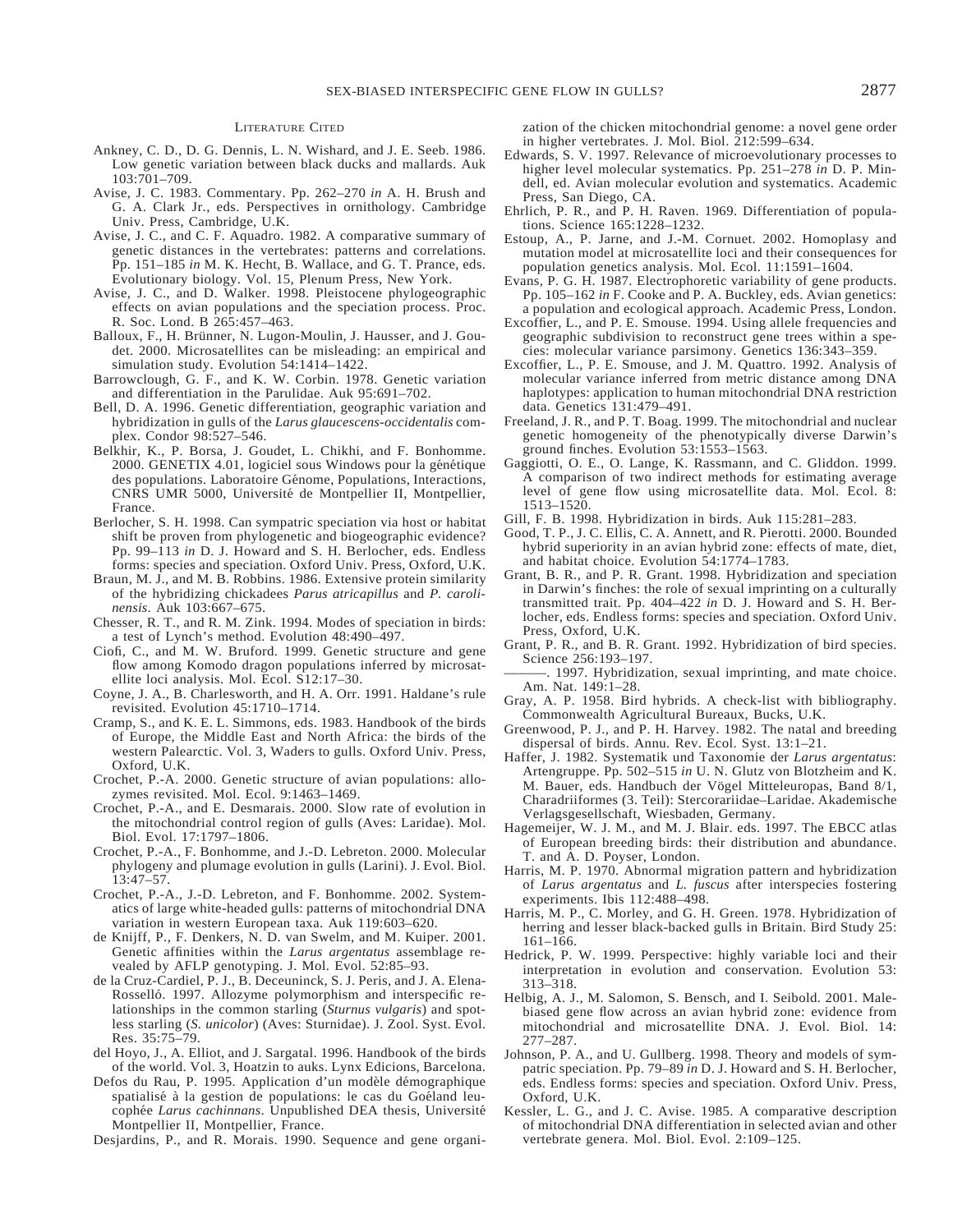## Literature Cited

Ankney, C. D., D. G. Dennis, L. N. Wishard, and J. E. Seeb. 1986. Low genetic variation between black ducks and mallards. Auk 103:701–709.

Avise, J. C. 1983. Commentary. Pp. 262–270 *in* A. H. Brush and G. A. Clark Jr., eds. Perspectives in ornithology. Cambridge Univ. Press, Cambridge, U.K.

Avise, J. C., and C. F. Aquadro. 1982. A comparative summary of genetic distances in the vertebrates: patterns and correlations. Pp. 151–185 *in* M. K. Hecht, B. Wallace, and G. T. Prance, eds. Evolutionary biology. Vol. 15, Plenum Press, New York.

Avise, J. C., and D. Walker. 1998. Pleistocene phylogeographic effects on avian populations and the speciation process. Proc. R. Soc. Lond. B 265:457–463.

Balloux, F., H. Brünner, N. Lugon-Moulin, J. Hausser, and J. Goudet. 2000. Microsatellites can be misleading: an empirical and simulation study. Evolution 54:1414–1422.

Barrowclough, G. F., and K. W. Corbin. 1978. Genetic variation and differentiation in the Parulidae. Auk 95:691–702.

Bell, D. A. 1996. Genetic differentiation, geographic variation and hybridization in gulls of the *Larus glaucescens-occidentalis* complex. Condor 98:527–546.

Belkhir, K., P. Borsa, J. Goudet, L. Chikhi, and F. Bonhomme. 2000. GENETIX 4.01, logiciel sous Windows pour la génétique des populations. Laboratoire Génome, Populations, Interactions, CNRS UMR 5000, Université de Montpellier II, Montpellier, France.

Berlocher, S. H. 1998. Can sympatric speciation via host or habitat shift be proven from phylogenetic and biogeographic evidence? Pp. 99–113 *in* D. J. Howard and S. H. Berlocher, eds. Endless forms: species and speciation. Oxford Univ. Press, Oxford, U.K.

Braun, M. J., and M. B. Robbins. 1986. Extensive protein similarity of the hybridizing chickadees *Parus atricapillus* and *P. carolinensis*. Auk 103:667–675.

Chesser, R. T., and R. M. Zink. 1994. Modes of speciation in birds: a test of Lynch's method. Evolution 48:490–497.

Ciofi, C., and M. W. Bruford. 1999. Genetic structure and gene flow among Komodo dragon populations inferred by microsatellite loci analysis. Mol. Ecol. S12:17–30.

Coyne, J. A., B. Charlesworth, and H. A. Orr. 1991. Haldane's rule revisited. Evolution 45:1710–1714.

Cramp, S., and K. E. L. Simmons, eds. 1983. Handbook of the birds of Europe, the Middle East and North Africa: the birds of the western Palearctic. Vol. 3, Waders to gulls. Oxford Univ. Press, Oxford, U.K.

Crochet, P.-A. 2000. Genetic structure of avian populations: allozymes revisited. Mol. Ecol. 9:1463–1469.

Crochet, P.-A., and E. Desmarais. 2000. Slow rate of evolution in the mitochondrial control region of gulls (Aves: Laridae). Mol. Biol. Evol. 17:1797–1806.

Crochet, P.-A., F. Bonhomme, and J.-D. Lebreton. 2000. Molecular phylogeny and plumage evolution in gulls (Larini). J. Evol. Biol. 13:47–57.

Crochet, P.-A., J.-D. Lebreton, and F. Bonhomme. 2002. Systematics of large white-headed gulls: patterns of mitochondrial DNA variation in western European taxa. Auk 119:603–620.

de Knijff, P., F. Denkers, N. D. van Swelm, and M. Kuiper. 2001. Genetic affinities within the *Larus argentatus* assemblage revealed by AFLP genotyping. J. Mol. Evol. 52:85–93.

de la Cruz-Cardiel, P. J., B. Deceuninck, S. J. Peris, and J. A. Elena-Rosselló. 1997. Allozyme polymorphism and interspecific relationships in the common starling (*Sturnus vulgaris*) and spotless starling (*S. unicolor*) (Aves: Sturnidae). J. Zool. Syst. Evol. Res. 35:75–79.

del Hoyo, J., A. Elliot, and J. Sargatal. 1996. Handbook of the birds of the world. Vol. 3, Hoatzin to auks. Lynx Edicions, Barcelona.

Defos du Rau, P. 1995. Application d'un modèle démographique spatialisé à la gestion de populations: le cas du Goéland leucophée *Larus cachinnans*. Unpublished DEA thesis, Université Montpellier II, Montpellier, France.

Desjardins, P., and R. Morais. 1990. Sequence and gene organization of the chicken mitochondrial genome: a novel gene order in higher vertebrates. J. Mol. Biol. 212:599–634.

Edwards, S. V. 1997. Relevance of microevolutionary processes to higher level molecular systematics. Pp. 251–278 *in* D. P. Mindell, ed. Avian molecular evolution and systematics. Academic Press, San Diego, CA.

Ehrlich, P. R., and P. H. Raven. 1969. Differentiation of populations. Science 165:1228–1232.

Estoup, A., P. Jarne, and J.-M. Cornuet. 2002. Homoplasy and mutation model at microsatellite loci and their consequences for population genetics analysis. Mol. Ecol. 11:1591–1604.

Evans, P. G. H. 1987. Electrophoretic variability of gene products. Pp. 105–162 *in* F. Cooke and P. A. Buckley, eds. Avian genetics: a population and ecological approach. Academic Press, London.

Excoffier, L., and P. E. Smouse. 1994. Using allele frequencies and geographic subdivision to reconstruct gene trees within a species: molecular variance parsimony. Genetics 136:343–359.

Excoffier, L., P. E. Smouse, and J. M. Quattro. 1992. Analysis of molecular variance inferred from metric distance among DNA haplotypes: application to human mitochondrial DNA restriction data. Genetics 131:479–491.

Freeland, J. R., and P. T. Boag. 1999. The mitochondrial and nuclear genetic homogeneity of the phenotypically diverse Darwin's ground finches. Evolution 53:1553–1563.

Gaggiotti, O. E., O. Lange, K. Rassmann, and C. Gliddon. 1999. A comparison of two indirect methods for estimating average level of gene flow using microsatellite data. Mol. Ecol. 8:1513–1520.

Gill, F. B. 1998. Hybridization in birds. Auk 115:281–283.

Good, T. P., J. C. Ellis, C. A. Annett, and R. Pierotti. 2000. Bounded hybrid superiority in an avian hybrid zone: effects of mate, diet, and habitat choice. Evolution 54:1774–1783.

Grant, B. R., and P. R. Grant. 1998. Hybridization and speciation in Darwin's finches: the role of sexual imprinting on a culturally transmitted trait. Pp. 404–422 *in* D. J. Howard and S. H. Berlocher, eds. Endless forms: species and speciation. Oxford Univ. Press, Oxford, U.K.

Grant, P. R., and B. R. Grant. 1992. Hybridization of bird species. Science 256:193–197.

———. 1997. Hybridization, sexual imprinting, and mate choice. Am. Nat. 149:1–28.

Gray, A. P. 1958. Bird hybrids. A check-list with bibliography. Commonwealth Agricultural Bureaux, Bucks, U.K.

Greenwood, P. J., and P. H. Harvey. 1982. The natal and breeding dispersal of birds. Annu. Rev. Ecol. Syst. 13:1–21.

Haffer, J. 1982. Systematik und Taxonomie der *Larus argentatus*: Artengruppe. Pp. 502–515 *in* U. N. Glutz von Blotzheim and K. M. Bauer, eds. Handbuch der Vögel Mitteleuropas, Band 8/1, Charadriiformes (3. Teil): Stercorariidae–Laridae. Akademische Verlagsgesellschaft, Wiesbaden, Germany.

Hagemeijer, W. J. M., and M. J. Blair. eds. 1997. The EBCC atlas of European breeding birds: their distribution and abundance. T. and A. D. Poyser, London.

Harris, M. P. 1970. Abnormal migration pattern and hybridization of *Larus argentatus* and *L. fuscus* after interspecies fostering experiments. Ibis 112:488–498.

Harris, M. P., C. Morley, and G. H. Green. 1978. Hybridization of herring and lesser black-backed gulls in Britain. Bird Study 25:161–166.

Hedrick, P. W. 1999. Perspective: highly variable loci and their interpretation in evolution and conservation. Evolution 53:313–318.

Helbig, A. J., M. Salomon, S. Bensch, and I. Seibold. 2001. Male-biased gene flow across an avian hybrid zone: evidence from mitochondrial and microsatellite DNA. J. Evol. Biol. 14:277–287.

Johnson, P. A., and U. Gullberg. 1998. Theory and models of sympatric speciation. Pp. 79–89 *in* D. J. Howard and S. H. Berlocher, eds. Endless forms: species and speciation. Oxford Univ. Press, Oxford, U.K.

Kessler, L. G., and J. C. Avise. 1985. A comparative description of mitochondrial DNA differentiation in selected avian and other vertebrate genera. Mol. Biol. Evol. 2:109–125.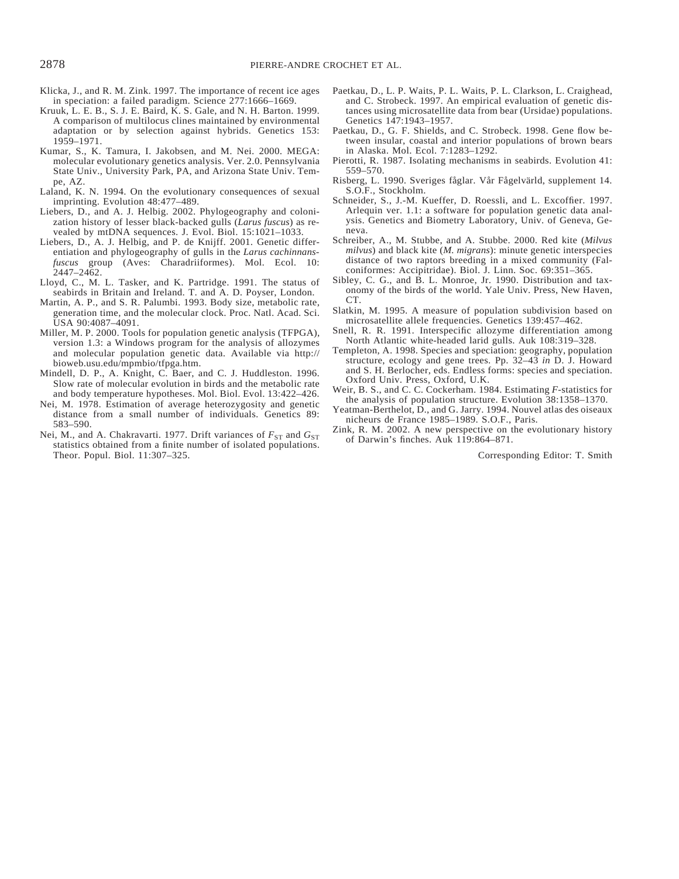Klicka, J., and R. M. Zink. 1997. The importance of recent ice ages in speciation: a failed paradigm. Science 277:1666–1669.

Kruuk, L. E. B., S. J. E. Baird, K. S. Gale, and N. H. Barton. 1999. A comparison of multilocus clines maintained by environmental adaptation or by selection against hybrids. Genetics 153: 1959–1971.

Kumar, S., K. Tamura, I. Jakobsen, and M. Nei. 2000. MEGA: molecular evolutionary genetics analysis. Ver. 2.0. Pennsylvania State Univ., University Park, PA, and Arizona State Univ. Tempe, AZ.

Laland, K. N. 1994. On the evolutionary consequences of sexual imprinting. Evolution 48:477–489.

Liebers, D., and A. J. Helbig. 2002. Phylogeography and colonization history of lesser black-backed gulls (*Larus fuscus*) as revealed by mtDNA sequences. J. Evol. Biol. 15:1021–1033.

Liebers, D., A. J. Helbig, and P. de Knijff. 2001. Genetic differentiation and phylogeography of gulls in the *Larus cachinnans-fuscus* group (Aves: Charadriiformes). Mol. Ecol. 10: 2447–2462.

Lloyd, C., M. L. Tasker, and K. Partridge. 1991. The status of seabirds in Britain and Ireland. T. and A. D. Poyser, London.

Martin, A. P., and S. R. Palumbi. 1993. Body size, metabolic rate, generation time, and the molecular clock. Proc. Natl. Acad. Sci. USA 90:4087–4091.

Miller, M. P. 2000. Tools for population genetic analysis (TFPGA), version 1.3: a Windows program for the analysis of allozymes and molecular population genetic data. Available via http://bioweb.usu.edu/mpmbio/tfpga.htm.

Mindell, D. P., A. Knight, C. Baer, and C. J. Huddleston. 1996. Slow rate of molecular evolution in birds and the metabolic rate and body temperature hypotheses. Mol. Biol. Evol. 13:422–426.

Nei, M. 1978. Estimation of average heterozygosity and genetic distance from a small number of individuals. Genetics 89: 583–590.

Nei, M., and A. Chakravarti. 1977. Drift variances of $F_{ST}$ and $G_{ST}$ statistics obtained from a finite number of isolated populations. Theor. Popul. Biol. 11:307–325.

Paetkau, D., L. P. Waits, P. L. Waits, P. L. Clarkson, L. Craighead, and C. Strobeck. 1997. An empirical evaluation of genetic distances using microsatellite data from bear (Ursidae) populations. Genetics 147:1943–1957.

Paetkau, D., G. F. Shields, and C. Strobeck. 1998. Gene flow between insular, coastal and interior populations of brown bears in Alaska. Mol. Ecol. 7:1283–1292.

Pierotti, R. 1987. Isolating mechanisms in seabirds. Evolution 41: 559–570.

Risberg, L. 1990. Sveriges fåglar. Vår Fågelvärld, supplement 14. S.O.F., Stockholm.

Schneider, S., J.-M. Kueffer, D. Roessli, and L. Excoffier. 1997. Arlequin ver. 1.1: a software for population genetic data analysis. Genetics and Biometry Laboratory, Univ. of Geneva, Geneva.

Schreiber, A., M. Stubbe, and A. Stubbe. 2000. Red kite (*Milvus milvus*) and black kite (*M. migrans*): minute genetic interspecies distance of two raptors breeding in a mixed community (Falconiformes: Accipitridae). Biol. J. Linn. Soc. 69:351–365.

Sibley, C. G., and B. L. Monroe, Jr. 1990. Distribution and taxonomy of the birds of the world. Yale Univ. Press, New Haven, CT.

Slatkin, M. 1995. A measure of population subdivision based on microsatellite allele frequencies. Genetics 139:457–462.

Snell, R. R. 1991. Interspecific allozyme differentiation among North Atlantic white-headed larid gulls. Auk 108:319–328.

Templeton, A. 1998. Species and speciation: geography, population structure, ecology and gene trees. Pp. 32–43 *in* D. J. Howard and S. H. Berlocher, eds. Endless forms: species and speciation. Oxford Univ. Press, Oxford, U.K.

Weir, B. S., and C. C. Cockerham. 1984. Estimating *F*-statistics for the analysis of population structure. Evolution 38:1358–1370.

Yeatman-Berthelot, D., and G. Jarry. 1994. Nouvel atlas des oiseaux nicheurs de France 1985–1989. S.O.F., Paris.

Zink, R. M. 2002. A new perspective on the evolutionary history of Darwin's finches. Auk 119:864–871.

Corresponding Editor: T. Smith